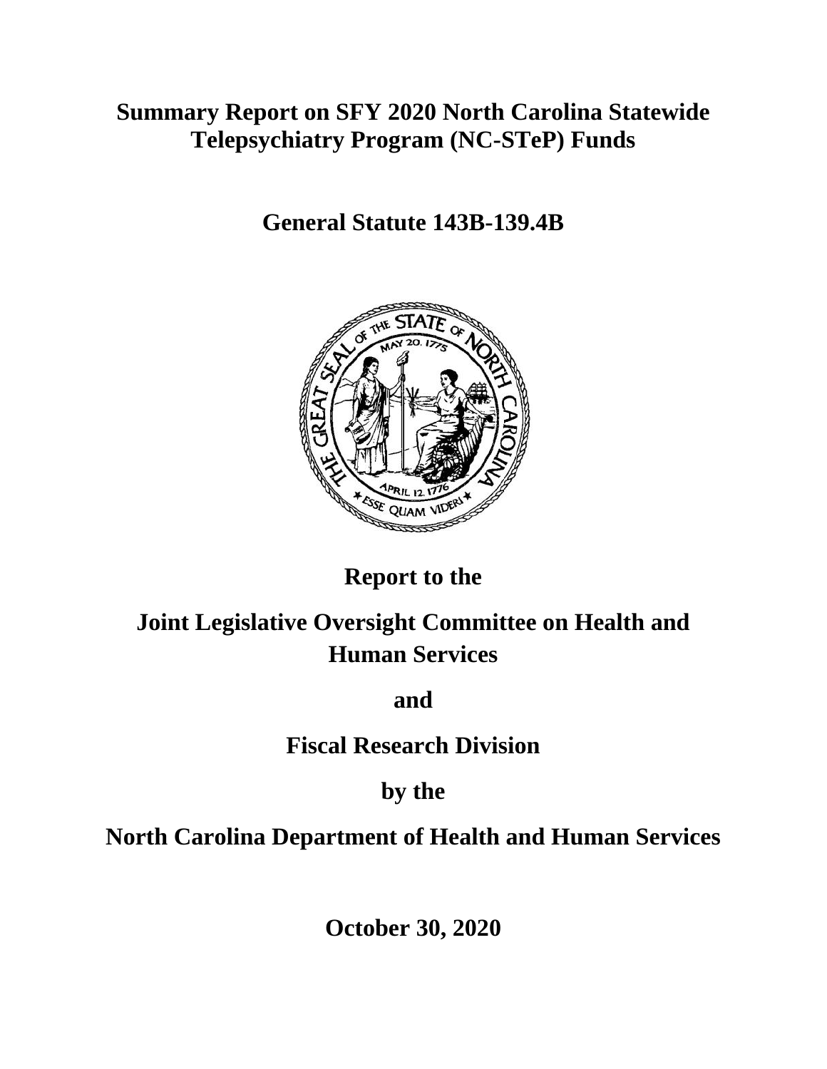# Summary Report on SFY 2020 North Carolina Statewide Telepsychiatry Program (NC-STeP) Funds

## General Statute 143B-139.4B

## Report to the

## Joint Legislative Oversight Committee on Health and Human Services

## and

## Fiscal Research Division

## by the

## North Carolina Department of Health and Human Services

**October 30, 2020**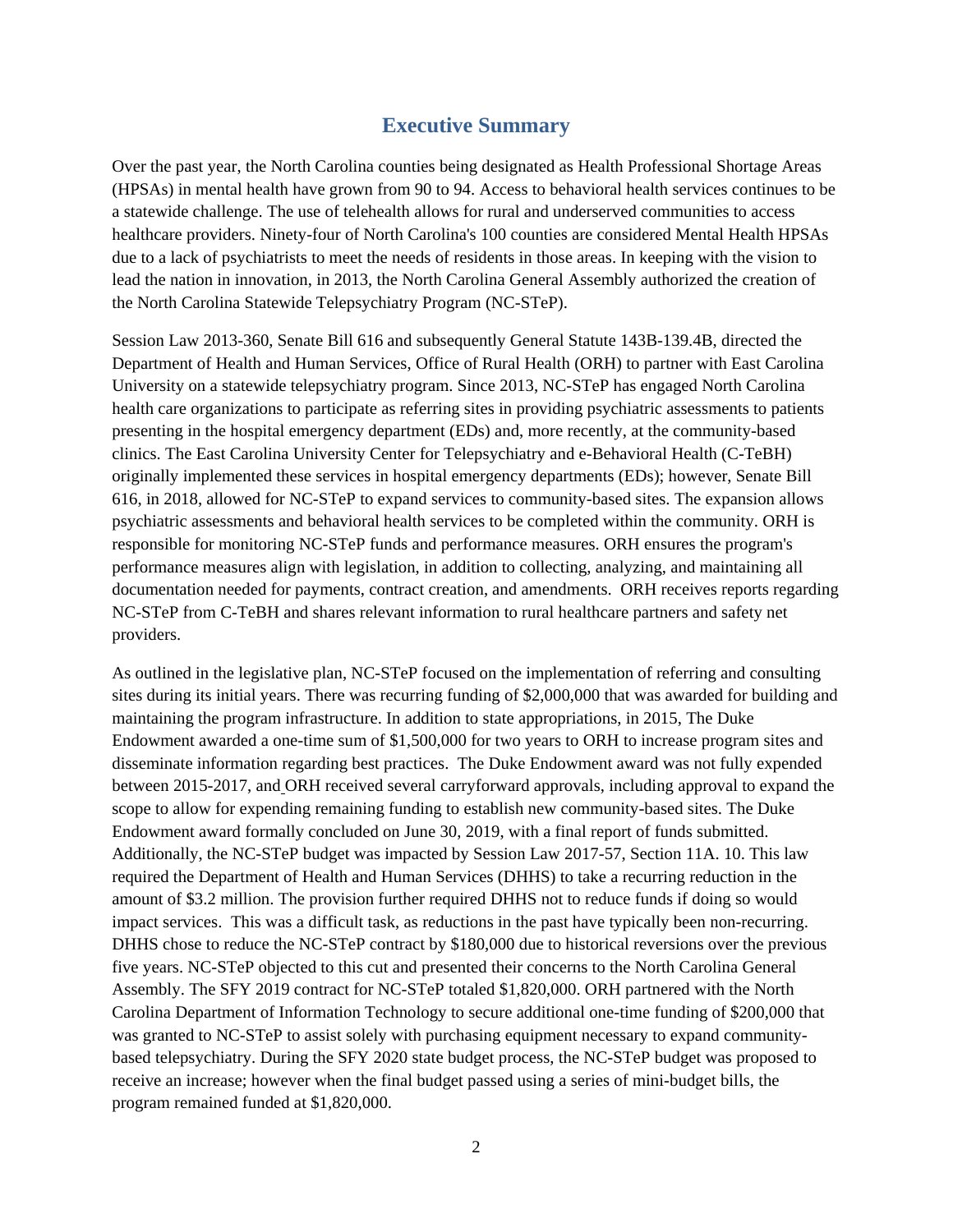# Executive Summary

Over the past year, the North Carolina counties being designated as Health Professional Shortage Areas (HPSAs) in mental health have grown from 90 to 94. Access to behavioral health services continues to be a statewide challenge. The use of telehealth allows for rural and underserved communities to access healthcare providers. Ninety-four of North Carolina's 100 counties are considered Mental Health HPSAs due to a lack of psychiatrists to meet the needs of residents in those areas. In keeping with the vision to lead the nation in innovation, in 2013, the North Carolina General Assembly authorized the creation of the North Carolina Statewide Telepsychiatry Program (NC-STeP).

Session Law 2013-360, Senate Bill 616 and subsequently General Statute 143B-139.4B, directed the Department of Health and Human Services, Office of Rural Health (ORH) to partner with East Carolina University on a statewide telepsychiatry program. Since 2013, NC-STeP has engaged North Carolina health care organizations to participate as referring sites in providing psychiatric assessments to patients presenting in the hospital emergency department (EDs) and, more recently, at the community-based clinics. The East Carolina University Center for Telepsychiatry and e-Behavioral Health (C-TeBH) originally implemented these services in hospital emergency departments (EDs); however, Senate Bill 616, in 2018, allowed for NC-STeP to expand services to community-based sites. The expansion allows psychiatric assessments and behavioral health services to be completed within the community. ORH is responsible for monitoring NC-STeP funds and performance measures. ORH ensures the program's performance measures align with legislation, in addition to collecting, analyzing, and maintaining all documentation needed for payments, contract creation, and amendments. ORH receives reports regarding NC-STeP from C-TeBH and shares relevant information to rural healthcare partners and safety net providers.

As outlined in the legislative plan, NC-STeP focused on the implementation of referring and consulting sites during its initial years. There was recurring funding of $2,000,000 that was awarded for building and maintaining the program infrastructure. In addition to state appropriations, in 2015, The Duke Endowment awarded a one-time sum of $1,500,000 for two years to ORH to increase program sites and disseminate information regarding best practices. The Duke Endowment award was not fully expended between 2015-2017, and ORH received several carryforward approvals, including approval to expand the scope to allow for expending remaining funding to establish new community-based sites. The Duke Endowment award formally concluded on June 30, 2019, with a final report of funds submitted. Additionally, the NC-STeP budget was impacted by Session Law 2017-57, Section 11A. 10. This law required the Department of Health and Human Services (DHHS) to take a recurring reduction in the amount of $3.2 million. The provision further required DHHS not to reduce funds if doing so would impact services. This was a difficult task, as reductions in the past have typically been non-recurring. DHHS chose to reduce the NC-STeP contract by $180,000 due to historical reversions over the previous five years. NC-STeP objected to this cut and presented their concerns to the North Carolina General Assembly. The SFY 2019 contract for NC-STeP totaled $1,820,000. ORH partnered with the North Carolina Department of Information Technology to secure additional one-time funding of $200,000 that was granted to NC-STeP to assist solely with purchasing equipment necessary to expand community-based telepsychiatry. During the SFY 2020 state budget process, the NC-STeP budget was proposed to receive an increase; however when the final budget passed using a series of mini-budget bills, the program remained funded at $1,820,000.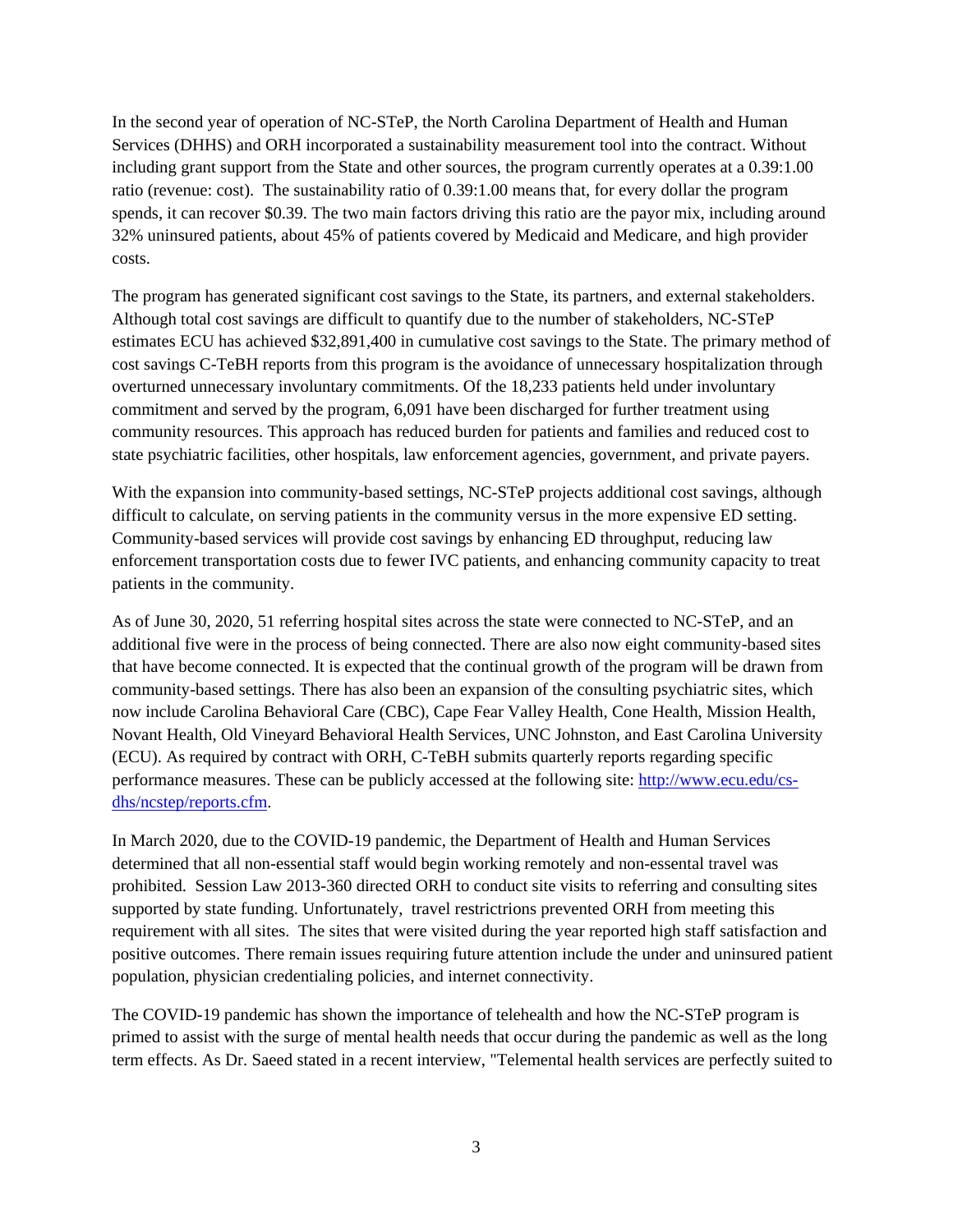In the second year of operation of NC-STeP, the North Carolina Department of Health and Human Services (DHHS) and ORH incorporated a sustainability measurement tool into the contract. Without including grant support from the State and other sources, the program currently operates at a 0.39:1.00 ratio (revenue: cost). The sustainability ratio of 0.39:1.00 means that, for every dollar the program spends, it can recover $0.39. The two main factors driving this ratio are the payor mix, including around 32% uninsured patients, about 45% of patients covered by Medicaid and Medicare, and high provider costs.

The program has generated significant cost savings to the State, its partners, and external stakeholders. Although total cost savings are difficult to quantify due to the number of stakeholders, NC-STeP estimates ECU has achieved $32,891,400 in cumulative cost savings to the State. The primary method of cost savings C-TeBH reports from this program is the avoidance of unnecessary hospitalization through overturned unnecessary involuntary commitments. Of the 18,233 patients held under involuntary commitment and served by the program, 6,091 have been discharged for further treatment using community resources. This approach has reduced burden for patients and families and reduced cost to state psychiatric facilities, other hospitals, law enforcement agencies, government, and private payers.

With the expansion into community-based settings, NC-STeP projects additional cost savings, although difficult to calculate, on serving patients in the community versus in the more expensive ED setting. Community-based services will provide cost savings by enhancing ED throughput, reducing law enforcement transportation costs due to fewer IVC patients, and enhancing community capacity to treat patients in the community.

As of June 30, 2020, 51 referring hospital sites across the state were connected to NC-STeP, and an additional five were in the process of being connected. There are also now eight community-based sites that have become connected. It is expected that the continual growth of the program will be drawn from community-based settings. There has also been an expansion of the consulting psychiatric sites, which now include Carolina Behavioral Care (CBC), Cape Fear Valley Health, Cone Health, Mission Health, Novant Health, Old Vineyard Behavioral Health Services, UNC Johnston, and East Carolina University (ECU). As required by contract with ORH, C-TeBH submits quarterly reports regarding specific performance measures. These can be publicly accessed at the following site: [http://www.ecu.edu/cs-dhs/ncstep/reports.cfm](http://www.ecu.edu/cs-dhs/ncstep/reports.cfm).

In March 2020, due to the COVID-19 pandemic, the Department of Health and Human Services determined that all non-essential staff would begin working remotely and non-essental travel was prohibited. Session Law 2013-360 directed ORH to conduct site visits to referring and consulting sites supported by state funding. Unfortunately, travel restrictrions prevented ORH from meeting this requirement with all sites. The sites that were visited during the year reported high staff satisfaction and positive outcomes. There remain issues requiring future attention include the under and uninsured patient population, physician credentialing policies, and internet connectivity.

The COVID-19 pandemic has shown the importance of telehealth and how the NC-STeP program is primed to assist with the surge of mental health needs that occur during the pandemic as well as the long term effects. As Dr. Saeed stated in a recent interview, "Telemental health services are perfectly suited to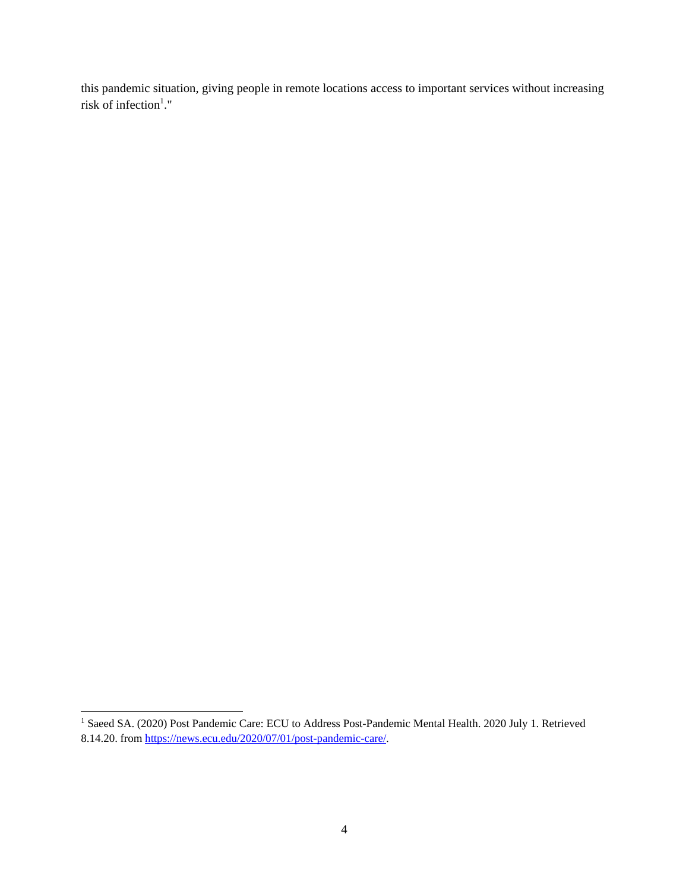this pandemic situation, giving people in remote locations access to important services without increasing risk of infection[1]."

---

[1] Saeed SA. (2020) Post Pandemic Care: ECU to Address Post-Pandemic Mental Health. 2020 July 1. Retrieved 8.14.20. from [https://news.ecu.edu/2020/07/01/post-pandemic-care/](https://news.ecu.edu/2020/07/01/post-pandemic-care/).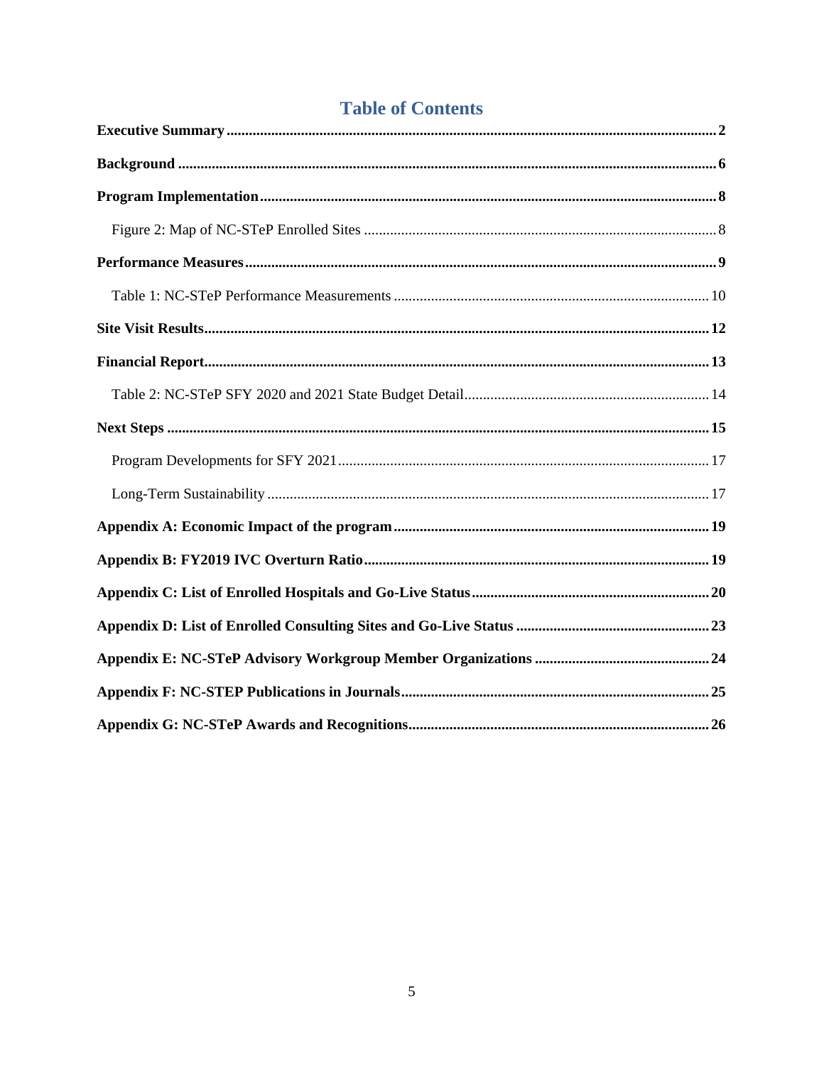# Table of Contents

**Executive Summary** .......... **2**

**Background** .......... **6**

**Program Implementation** .......... **8**

Figure 2: Map of NC-STeP Enrolled Sites .......... 8

**Performance Measures** .......... **9**

Table 1: NC-STeP Performance Measurements .......... 10

**Site Visit Results** .......... **12**

**Financial Report** .......... **13**

Table 2: NC-STeP SFY 2020 and 2021 State Budget Detail .......... 14

**Next Steps** .......... **15**

Program Developments for SFY 2021 .......... 17

Long-Term Sustainability .......... 17

**Appendix A: Economic Impact of the program** .......... **19**

**Appendix B: FY2019 IVC Overturn Ratio** .......... **19**

**Appendix C: List of Enrolled Hospitals and Go-Live Status** .......... **20**

**Appendix D: List of Enrolled Consulting Sites and Go-Live Status** .......... **23**

**Appendix E: NC-STeP Advisory Workgroup Member Organizations** .......... **24**

**Appendix F: NC-STEP Publications in Journals** .......... **25**

**Appendix G: NC-STeP Awards and Recognitions** .......... **26**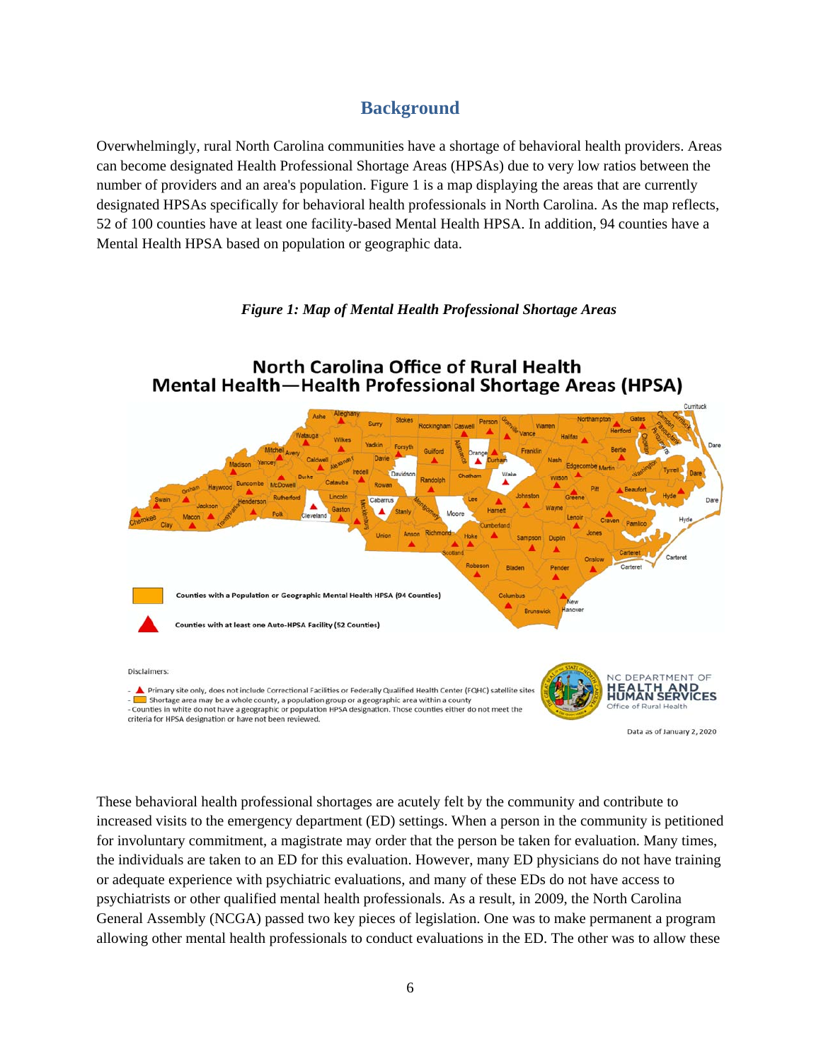## Background

Overwhelmingly, rural North Carolina communities have a shortage of behavioral health providers. Areas can become designated Health Professional Shortage Areas (HPSAs) due to very low ratios between the number of providers and an area's population. Figure 1 is a map displaying the areas that are currently designated HPSAs specifically for behavioral health professionals in North Carolina. As the map reflects, 52 of 100 counties have at least one facility-based Mental Health HPSA. In addition, 94 counties have a Mental Health HPSA based on population or geographic data.

*Figure 1: Map of Mental Health Professional Shortage Areas*

These behavioral health professional shortages are acutely felt by the community and contribute to increased visits to the emergency department (ED) settings. When a person in the community is petitioned for involuntary commitment, a magistrate may order that the person be taken for evaluation. Many times, the individuals are taken to an ED for this evaluation. However, many ED physicians do not have training or adequate experience with psychiatric evaluations, and many of these EDs do not have access to psychiatrists or other qualified mental health professionals. As a result, in 2009, the North Carolina General Assembly (NCGA) passed two key pieces of legislation. One was to make permanent a program allowing other mental health professionals to conduct evaluations in the ED. The other was to allow these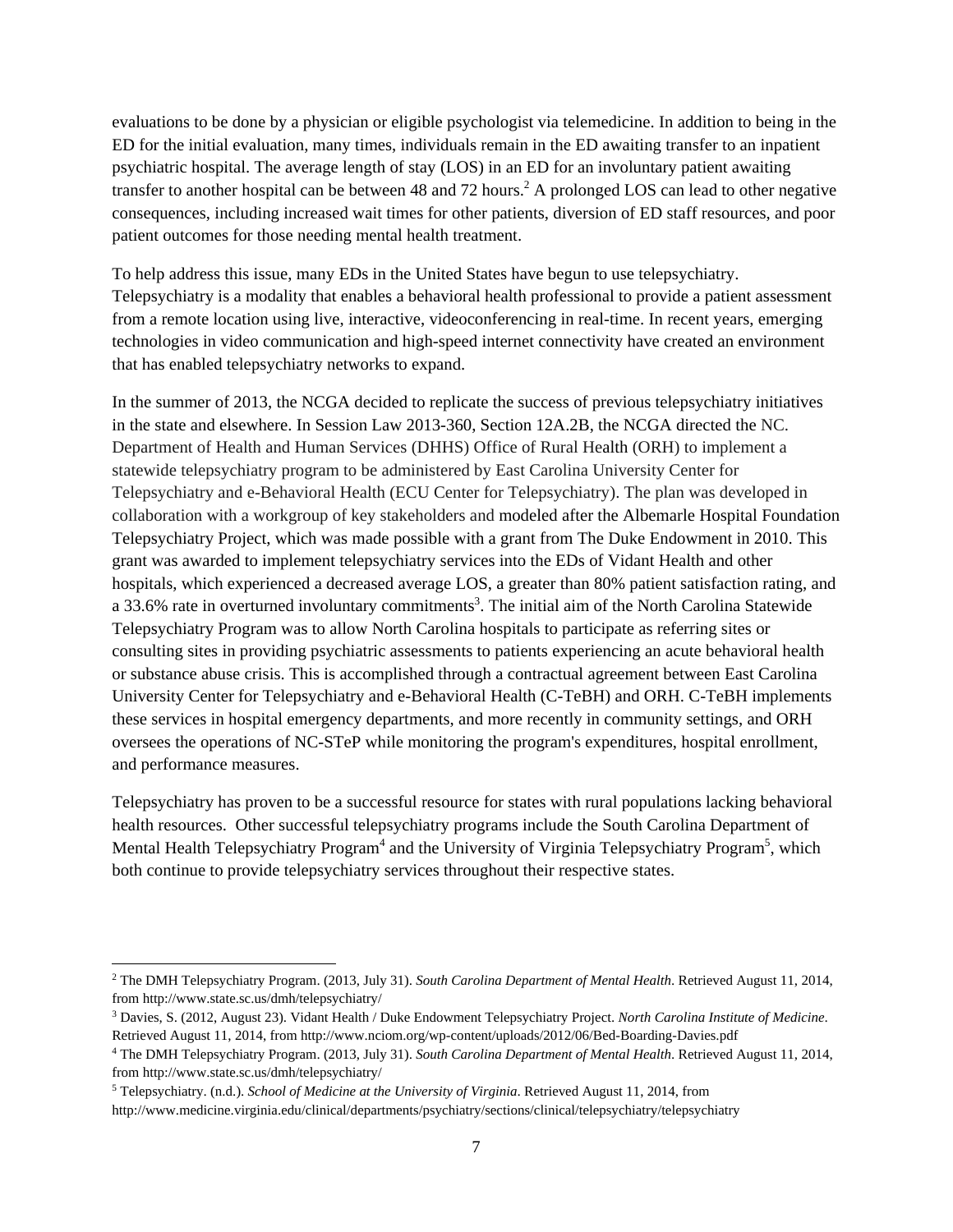evaluations to be done by a physician or eligible psychologist via telemedicine. In addition to being in the ED for the initial evaluation, many times, individuals remain in the ED awaiting transfer to an inpatient psychiatric hospital. The average length of stay (LOS) in an ED for an involuntary patient awaiting transfer to another hospital can be between 48 and 72 hours.[2] A prolonged LOS can lead to other negative consequences, including increased wait times for other patients, diversion of ED staff resources, and poor patient outcomes for those needing mental health treatment.

To help address this issue, many EDs in the United States have begun to use telepsychiatry. Telepsychiatry is a modality that enables a behavioral health professional to provide a patient assessment from a remote location using live, interactive, videoconferencing in real-time. In recent years, emerging technologies in video communication and high-speed internet connectivity have created an environment that has enabled telepsychiatry networks to expand.

In the summer of 2013, the NCGA decided to replicate the success of previous telepsychiatry initiatives in the state and elsewhere. In Session Law 2013-360, Section 12A.2B, the NCGA directed the NC. Department of Health and Human Services (DHHS) Office of Rural Health (ORH) to implement a statewide telepsychiatry program to be administered by East Carolina University Center for Telepsychiatry and e-Behavioral Health (ECU Center for Telepsychiatry). The plan was developed in collaboration with a workgroup of key stakeholders and modeled after the Albemarle Hospital Foundation Telepsychiatry Project, which was made possible with a grant from The Duke Endowment in 2010. This grant was awarded to implement telepsychiatry services into the EDs of Vidant Health and other hospitals, which experienced a decreased average LOS, a greater than 80% patient satisfaction rating, and a 33.6% rate in overturned involuntary commitments[3]. The initial aim of the North Carolina Statewide Telepsychiatry Program was to allow North Carolina hospitals to participate as referring sites or consulting sites in providing psychiatric assessments to patients experiencing an acute behavioral health or substance abuse crisis. This is accomplished through a contractual agreement between East Carolina University Center for Telepsychiatry and e-Behavioral Health (C-TeBH) and ORH. C-TeBH implements these services in hospital emergency departments, and more recently in community settings, and ORH oversees the operations of NC-STeP while monitoring the program's expenditures, hospital enrollment, and performance measures.

Telepsychiatry has proven to be a successful resource for states with rural populations lacking behavioral health resources. Other successful telepsychiatry programs include the South Carolina Department of Mental Health Telepsychiatry Program[4] and the University of Virginia Telepsychiatry Program[5], which both continue to provide telepsychiatry services throughout their respective states.

---

[2] The DMH Telepsychiatry Program. (2013, July 31). *South Carolina Department of Mental Health*. Retrieved August 11, 2014, from http://www.state.sc.us/dmh/telepsychiatry/

[3] Davies, S. (2012, August 23). Vidant Health / Duke Endowment Telepsychiatry Project. *North Carolina Institute of Medicine*. Retrieved August 11, 2014, from http://www.nciom.org/wp-content/uploads/2012/06/Bed-Boarding-Davies.pdf

[4] The DMH Telepsychiatry Program. (2013, July 31). *South Carolina Department of Mental Health*. Retrieved August 11, 2014, from http://www.state.sc.us/dmh/telepsychiatry/

[5] Telepsychiatry. (n.d.). *School of Medicine at the University of Virginia*. Retrieved August 11, 2014, from http://www.medicine.virginia.edu/clinical/departments/psychiatry/sections/clinical/telepsychiatry/telepsychiatry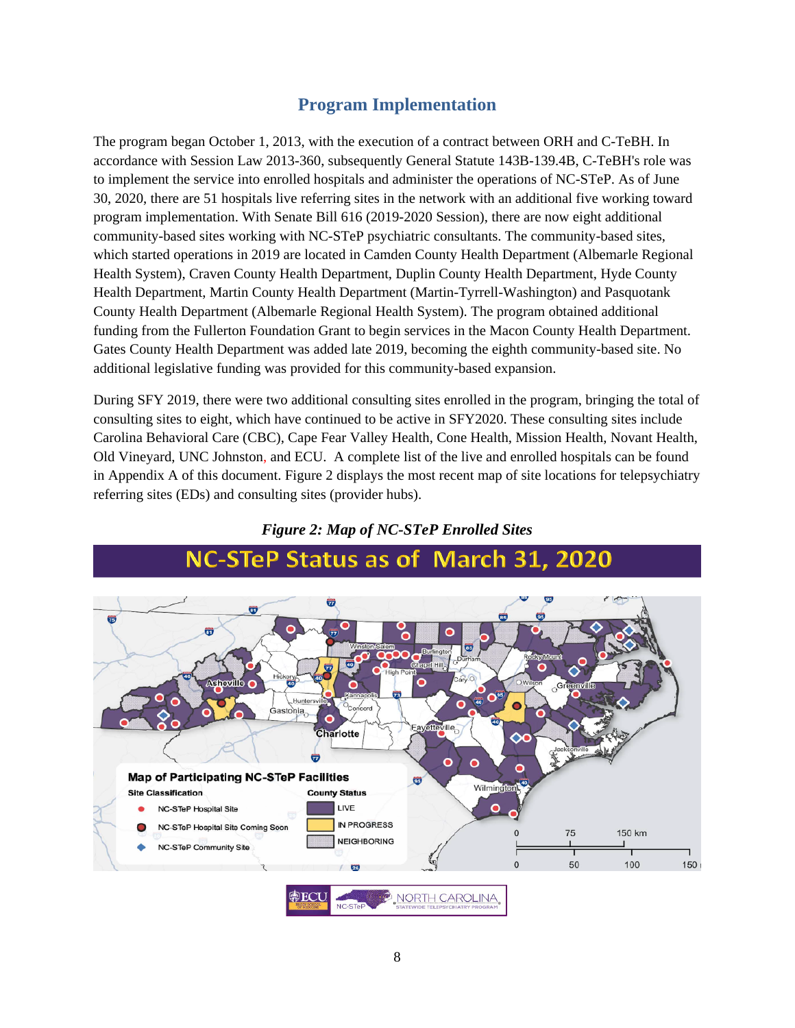## Program Implementation

The program began October 1, 2013, with the execution of a contract between ORH and C-TeBH. In accordance with Session Law 2013-360, subsequently General Statute 143B-139.4B, C-TeBH's role was to implement the service into enrolled hospitals and administer the operations of NC-STeP. As of June 30, 2020, there are 51 hospitals live referring sites in the network with an additional five working toward program implementation. With Senate Bill 616 (2019-2020 Session), there are now eight additional community-based sites working with NC-STeP psychiatric consultants. The community-based sites, which started operations in 2019 are located in Camden County Health Department (Albemarle Regional Health System), Craven County Health Department, Duplin County Health Department, Hyde County Health Department, Martin County Health Department (Martin-Tyrrell-Washington) and Pasquotank County Health Department (Albemarle Regional Health System). The program obtained additional funding from the Fullerton Foundation Grant to begin services in the Macon County Health Department. Gates County Health Department was added late 2019, becoming the eighth community-based site. No additional legislative funding was provided for this community-based expansion.

During SFY 2019, there were two additional consulting sites enrolled in the program, bringing the total of consulting sites to eight, which have continued to be active in SFY2020. These consulting sites include Carolina Behavioral Care (CBC), Cape Fear Valley Health, Cone Health, Mission Health, Novant Health, Old Vineyard, UNC Johnston, and ECU. A complete list of the live and enrolled hospitals can be found in Appendix A of this document. Figure 2 displays the most recent map of site locations for telepsychiatry referring sites (EDs) and consulting sites (provider hubs).

*Figure 2: Map of NC-STeP Enrolled Sites*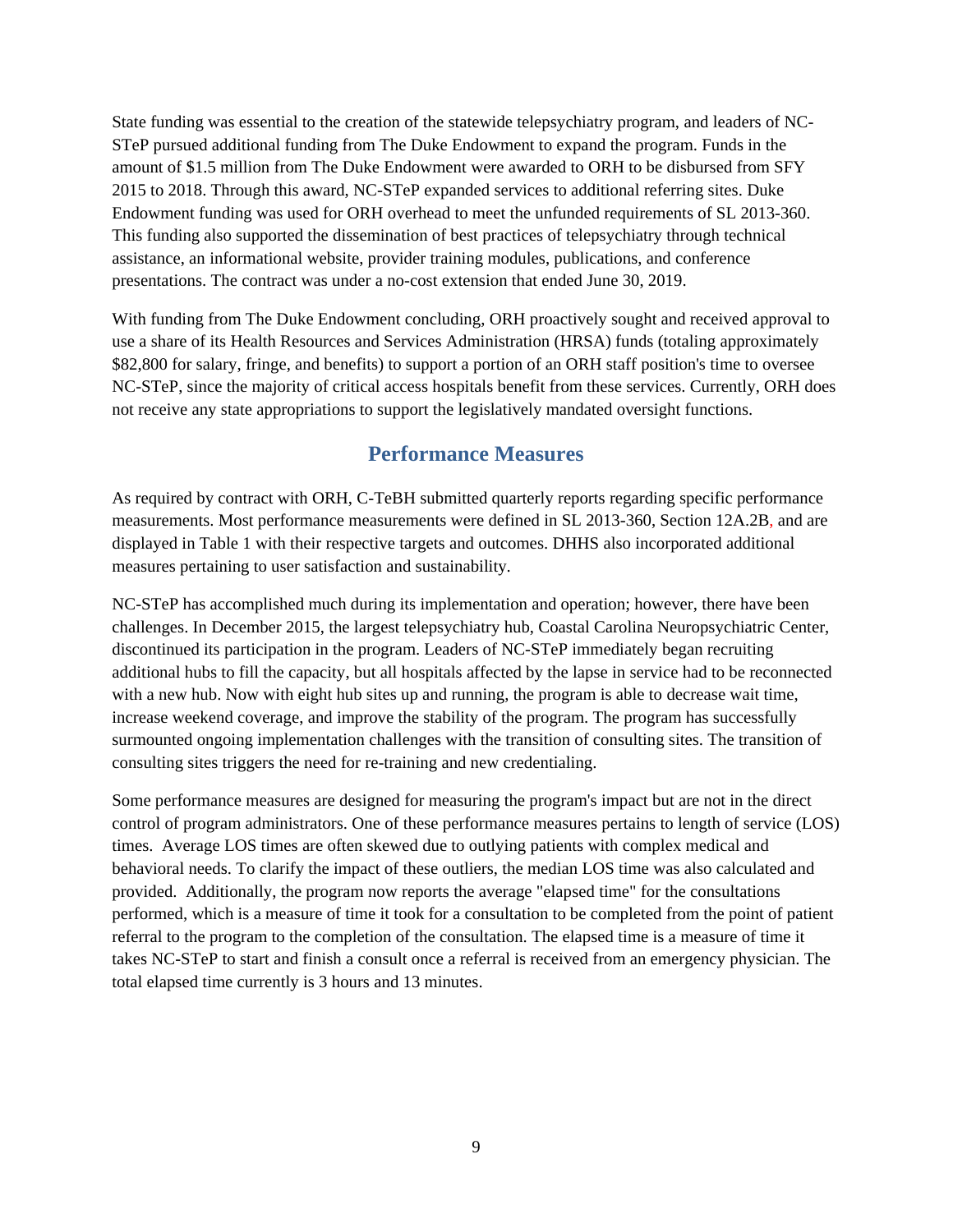State funding was essential to the creation of the statewide telepsychiatry program, and leaders of NC-STeP pursued additional funding from The Duke Endowment to expand the program. Funds in the amount of $1.5 million from The Duke Endowment were awarded to ORH to be disbursed from SFY 2015 to 2018. Through this award, NC-STeP expanded services to additional referring sites. Duke Endowment funding was used for ORH overhead to meet the unfunded requirements of SL 2013-360. This funding also supported the dissemination of best practices of telepsychiatry through technical assistance, an informational website, provider training modules, publications, and conference presentations. The contract was under a no-cost extension that ended June 30, 2019.

With funding from The Duke Endowment concluding, ORH proactively sought and received approval to use a share of its Health Resources and Services Administration (HRSA) funds (totaling approximately $82,800 for salary, fringe, and benefits) to support a portion of an ORH staff position's time to oversee NC-STeP, since the majority of critical access hospitals benefit from these services. Currently, ORH does not receive any state appropriations to support the legislatively mandated oversight functions.

## Performance Measures

As required by contract with ORH, C-TeBH submitted quarterly reports regarding specific performance measurements. Most performance measurements were defined in SL 2013-360, Section 12A.2B, and are displayed in Table 1 with their respective targets and outcomes. DHHS also incorporated additional measures pertaining to user satisfaction and sustainability.

NC-STeP has accomplished much during its implementation and operation; however, there have been challenges. In December 2015, the largest telepsychiatry hub, Coastal Carolina Neuropsychiatric Center, discontinued its participation in the program. Leaders of NC-STeP immediately began recruiting additional hubs to fill the capacity, but all hospitals affected by the lapse in service had to be reconnected with a new hub. Now with eight hub sites up and running, the program is able to decrease wait time, increase weekend coverage, and improve the stability of the program. The program has successfully surmounted ongoing implementation challenges with the transition of consulting sites. The transition of consulting sites triggers the need for re-training and new credentialing.

Some performance measures are designed for measuring the program's impact but are not in the direct control of program administrators. One of these performance measures pertains to length of service (LOS) times. Average LOS times are often skewed due to outlying patients with complex medical and behavioral needs. To clarify the impact of these outliers, the median LOS time was also calculated and provided. Additionally, the program now reports the average "elapsed time" for the consultations performed, which is a measure of time it took for a consultation to be completed from the point of patient referral to the program to the completion of the consultation. The elapsed time is a measure of time it takes NC-STeP to start and finish a consult once a referral is received from an emergency physician. The total elapsed time currently is 3 hours and 13 minutes.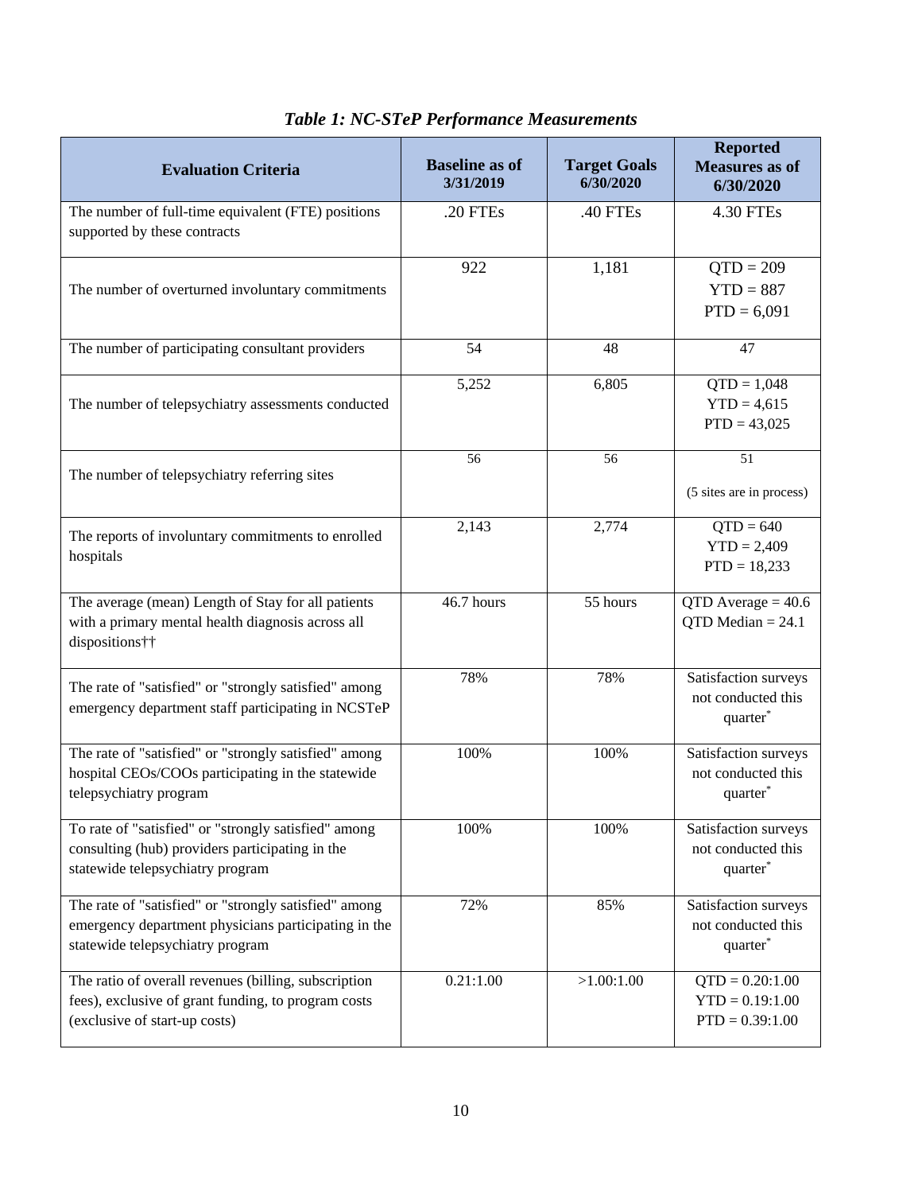### *Table 1: NC-STeP Performance Measurements*

| Evaluation Criteria | Baseline as of 3/31/2019 | Target Goals 6/30/2020 | Reported Measures as of 6/30/2020 |
|---|---|---|---|
| The number of full-time equivalent (FTE) positions supported by these contracts | .20 FTEs | .40 FTEs | 4.30 FTEs |
| The number of overturned involuntary commitments | 922 | 1,181 | QTD = 209<br>YTD = 887<br>PTD = 6,091 |
| The number of participating consultant providers | 54 | 48 | 47 |
| The number of telepsychiatry assessments conducted | 5,252 | 6,805 | QTD = 1,048<br>YTD = 4,615<br>PTD = 43,025 |
| The number of telepsychiatry referring sites | 56 | 56 | 51<br>(5 sites are in process) |
| The reports of involuntary commitments to enrolled hospitals | 2,143 | 2,774 | QTD = 640<br>YTD = 2,409<br>PTD = 18,233 |
| The average (mean) Length of Stay for all patients with a primary mental health diagnosis across all dispositions†† | 46.7 hours | 55 hours | QTD Average = 40.6<br>QTD Median = 24.1 |
| The rate of "satisfied" or "strongly satisfied" among emergency department staff participating in NCSTeP | 78% | 78% | Satisfaction surveys not conducted this quarter* |
| The rate of "satisfied" or "strongly satisfied" among hospital CEOs/COOs participating in the statewide telepsychiatry program | 100% | 100% | Satisfaction surveys not conducted this quarter* |
| To rate of "satisfied" or "strongly satisfied" among consulting (hub) providers participating in the statewide telepsychiatry program | 100% | 100% | Satisfaction surveys not conducted this quarter* |
| The rate of "satisfied" or "strongly satisfied" among emergency department physicians participating in the statewide telepsychiatry program | 72% | 85% | Satisfaction surveys not conducted this quarter* |
| The ratio of overall revenues (billing, subscription fees), exclusive of grant funding, to program costs (exclusive of start-up costs) | 0.21:1.00 | >1.00:1.00 | QTD = 0.20:1.00<br>YTD = 0.19:1.00<br>PTD = 0.39:1.00 |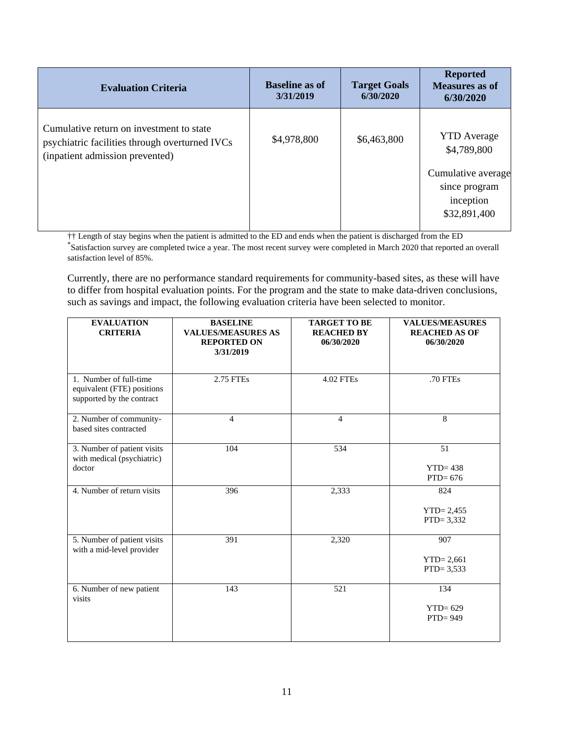| Evaluation Criteria | Baseline as of 3/31/2019 | Target Goals 6/30/2020 | Reported Measures as of 6/30/2020 |
|---|---|---|---|
| Cumulative return on investment to state psychiatric facilities through overturned IVCs (inpatient admission prevented) | $4,978,800 | $6,463,800 | YTD Average $4,789,800<br><br>Cumulative average since program inception $32,891,400 |

†† Length of stay begins when the patient is admitted to the ED and ends when the patient is discharged from the ED
*Satisfaction survey are completed twice a year. The most recent survey were completed in March 2020 that reported an overall satisfaction level of 85%.

Currently, there are no performance standard requirements for community-based sites, as these will have to differ from hospital evaluation points. For the program and the state to make data-driven conclusions, such as savings and impact, the following evaluation criteria have been selected to monitor.

| EVALUATION CRITERIA | BASELINE VALUES/MEASURES AS REPORTED ON 3/31/2019 | TARGET TO BE REACHED BY 06/30/2020 | VALUES/MEASURES REACHED AS OF 06/30/2020 |
|---|---|---|---|
| 1. Number of full-time equivalent (FTE) positions supported by the contract | 2.75 FTEs | 4.02 FTEs | .70 FTEs |
| 2. Number of community-based sites contracted | 4 | 4 | 8 |
| 3. Number of patient visits with medical (psychiatric) doctor | 104 | 534 | 51<br><br>YTD= 438<br>PTD= 676 |
| 4. Number of return visits | 396 | 2,333 | 824<br><br>YTD= 2,455<br>PTD= 3,332 |
| 5. Number of patient visits with a mid-level provider | 391 | 2,320 | 907<br><br>YTD= 2,661<br>PTD= 3,533 |
| 6. Number of new patient visits | 143 | 521 | 134<br><br>YTD= 629<br>PTD= 949 |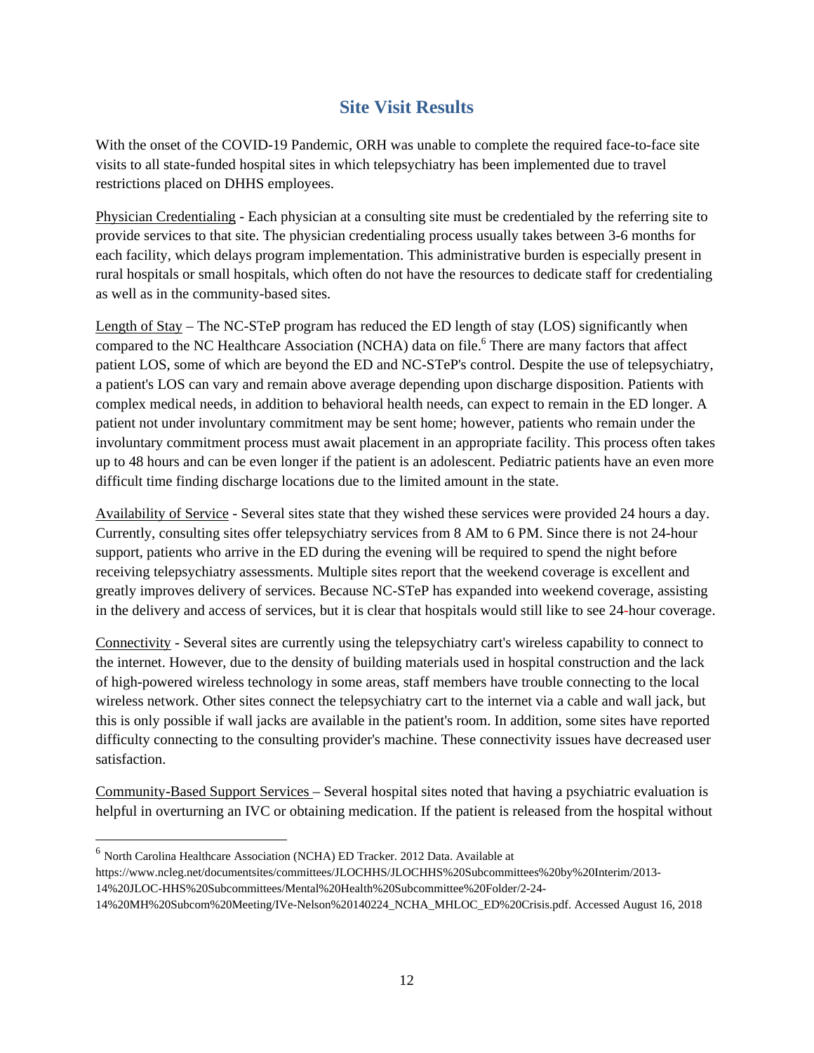## Site Visit Results

With the onset of the COVID-19 Pandemic, ORH was unable to complete the required face-to-face site visits to all state-funded hospital sites in which telepsychiatry has been implemented due to travel restrictions placed on DHHS employees.

Physician Credentialing - Each physician at a consulting site must be credentialed by the referring site to provide services to that site. The physician credentialing process usually takes between 3-6 months for each facility, which delays program implementation. This administrative burden is especially present in rural hospitals or small hospitals, which often do not have the resources to dedicate staff for credentialing as well as in the community-based sites.

Length of Stay – The NC-STeP program has reduced the ED length of stay (LOS) significantly when compared to the NC Healthcare Association (NCHA) data on file.[6] There are many factors that affect patient LOS, some of which are beyond the ED and NC-STeP's control. Despite the use of telepsychiatry, a patient's LOS can vary and remain above average depending upon discharge disposition. Patients with complex medical needs, in addition to behavioral health needs, can expect to remain in the ED longer. A patient not under involuntary commitment may be sent home; however, patients who remain under the involuntary commitment process must await placement in an appropriate facility. This process often takes up to 48 hours and can be even longer if the patient is an adolescent. Pediatric patients have an even more difficult time finding discharge locations due to the limited amount in the state.

Availability of Service - Several sites state that they wished these services were provided 24 hours a day. Currently, consulting sites offer telepsychiatry services from 8 AM to 6 PM. Since there is not 24-hour support, patients who arrive in the ED during the evening will be required to spend the night before receiving telepsychiatry assessments. Multiple sites report that the weekend coverage is excellent and greatly improves delivery of services. Because NC-STeP has expanded into weekend coverage, assisting in the delivery and access of services, but it is clear that hospitals would still like to see 24-hour coverage.

Connectivity - Several sites are currently using the telepsychiatry cart's wireless capability to connect to the internet. However, due to the density of building materials used in hospital construction and the lack of high-powered wireless technology in some areas, staff members have trouble connecting to the local wireless network. Other sites connect the telepsychiatry cart to the internet via a cable and wall jack, but this is only possible if wall jacks are available in the patient's room. In addition, some sites have reported difficulty connecting to the consulting provider's machine. These connectivity issues have decreased user satisfaction.

Community-Based Support Services – Several hospital sites noted that having a psychiatric evaluation is helpful in overturning an IVC or obtaining medication. If the patient is released from the hospital without

---

[6] North Carolina Healthcare Association (NCHA) ED Tracker. 2012 Data. Available at https://www.ncleg.net/documentsites/committees/JLOCHHS/JLOCHHS%20Subcommittees%20by%20Interim/2013-14%20JLOC-HHS%20Subcommittees/Mental%20Health%20Subcommittee%20Folder/2-24-14%20MH%20Subcom%20Meeting/IVe-Nelson%20140224_NCHA_MHLOC_ED%20Crisis.pdf. Accessed August 16, 2018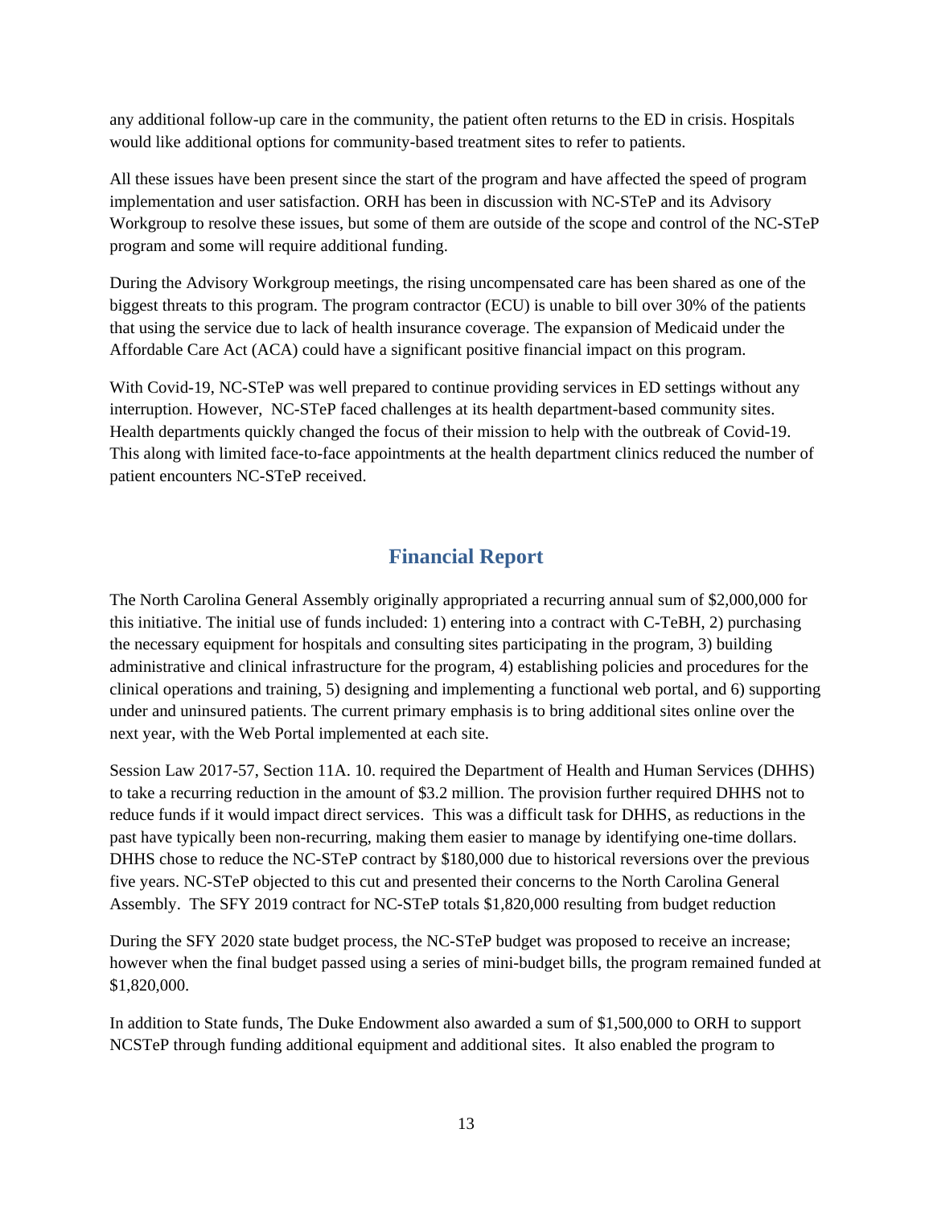any additional follow-up care in the community, the patient often returns to the ED in crisis. Hospitals would like additional options for community-based treatment sites to refer to patients.

All these issues have been present since the start of the program and have affected the speed of program implementation and user satisfaction. ORH has been in discussion with NC-STeP and its Advisory Workgroup to resolve these issues, but some of them are outside of the scope and control of the NC-STeP program and some will require additional funding.

During the Advisory Workgroup meetings, the rising uncompensated care has been shared as one of the biggest threats to this program. The program contractor (ECU) is unable to bill over 30% of the patients that using the service due to lack of health insurance coverage. The expansion of Medicaid under the Affordable Care Act (ACA) could have a significant positive financial impact on this program.

With Covid-19, NC-STeP was well prepared to continue providing services in ED settings without any interruption. However, NC-STeP faced challenges at its health department-based community sites. Health departments quickly changed the focus of their mission to help with the outbreak of Covid-19. This along with limited face-to-face appointments at the health department clinics reduced the number of patient encounters NC-STeP received.

## Financial Report

The North Carolina General Assembly originally appropriated a recurring annual sum of $2,000,000 for this initiative. The initial use of funds included: 1) entering into a contract with C-TeBH, 2) purchasing the necessary equipment for hospitals and consulting sites participating in the program, 3) building administrative and clinical infrastructure for the program, 4) establishing policies and procedures for the clinical operations and training, 5) designing and implementing a functional web portal, and 6) supporting under and uninsured patients. The current primary emphasis is to bring additional sites online over the next year, with the Web Portal implemented at each site.

Session Law 2017-57, Section 11A. 10. required the Department of Health and Human Services (DHHS) to take a recurring reduction in the amount of $3.2 million. The provision further required DHHS not to reduce funds if it would impact direct services. This was a difficult task for DHHS, as reductions in the past have typically been non-recurring, making them easier to manage by identifying one-time dollars. DHHS chose to reduce the NC-STeP contract by $180,000 due to historical reversions over the previous five years. NC-STeP objected to this cut and presented their concerns to the North Carolina General Assembly. The SFY 2019 contract for NC-STeP totals $1,820,000 resulting from budget reduction

During the SFY 2020 state budget process, the NC-STeP budget was proposed to receive an increase; however when the final budget passed using a series of mini-budget bills, the program remained funded at $1,820,000.

In addition to State funds, The Duke Endowment also awarded a sum of $1,500,000 to ORH to support NCSTeP through funding additional equipment and additional sites. It also enabled the program to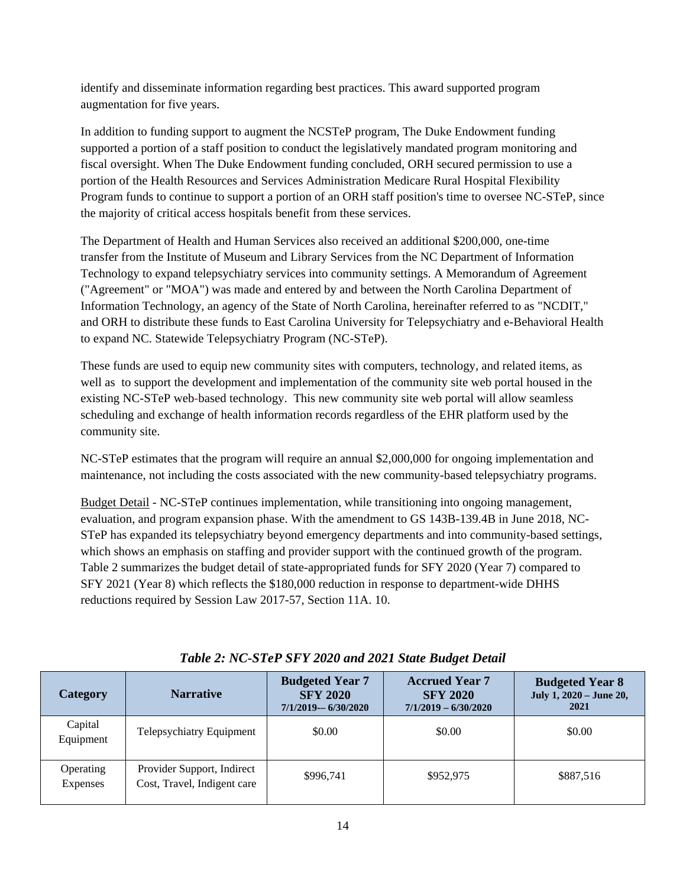identify and disseminate information regarding best practices. This award supported program augmentation for five years.

In addition to funding support to augment the NCSTeP program, The Duke Endowment funding supported a portion of a staff position to conduct the legislatively mandated program monitoring and fiscal oversight. When The Duke Endowment funding concluded, ORH secured permission to use a portion of the Health Resources and Services Administration Medicare Rural Hospital Flexibility Program funds to continue to support a portion of an ORH staff position's time to oversee NC-STeP, since the majority of critical access hospitals benefit from these services.

The Department of Health and Human Services also received an additional $200,000, one-time transfer from the Institute of Museum and Library Services from the NC Department of Information Technology to expand telepsychiatry services into community settings. A Memorandum of Agreement ("Agreement" or "MOA") was made and entered by and between the North Carolina Department of Information Technology, an agency of the State of North Carolina, hereinafter referred to as "NCDIT," and ORH to distribute these funds to East Carolina University for Telepsychiatry and e-Behavioral Health to expand NC. Statewide Telepsychiatry Program (NC-STeP).

These funds are used to equip new community sites with computers, technology, and related items, as well as to support the development and implementation of the community site web portal housed in the existing NC-STeP web-based technology. This new community site web portal will allow seamless scheduling and exchange of health information records regardless of the EHR platform used by the community site.

NC-STeP estimates that the program will require an annual $2,000,000 for ongoing implementation and maintenance, not including the costs associated with the new community-based telepsychiatry programs.

<u>Budget Detail</u> - NC-STeP continues implementation, while transitioning into ongoing management, evaluation, and program expansion phase. With the amendment to GS 143B-139.4B in June 2018, NC-STeP has expanded its telepsychiatry beyond emergency departments and into community-based settings, which shows an emphasis on staffing and provider support with the continued growth of the program. Table 2 summarizes the budget detail of state-appropriated funds for SFY 2020 (Year 7) compared to SFY 2021 (Year 8) which reflects the $180,000 reduction in response to department-wide DHHS reductions required by Session Law 2017-57, Section 11A. 10.

***Table 2: NC-STeP SFY 2020 and 2021 State Budget Detail***

| Category | Narrative | Budgeted Year 7 SFY 2020 7/1/2019-– 6/30/2020 | Accrued Year 7 SFY 2020 7/1/2019 – 6/30/2020 | Budgeted Year 8 July 1, 2020 – June 20, 2021 |
|---|---|---|---|---|
| Capital Equipment | Telepsychiatry Equipment | $0.00 | $0.00 | $0.00 |
| Operating Expenses | Provider Support, Indirect Cost, Travel, Indigent care | $996,741 | $952,975 | $887,516 |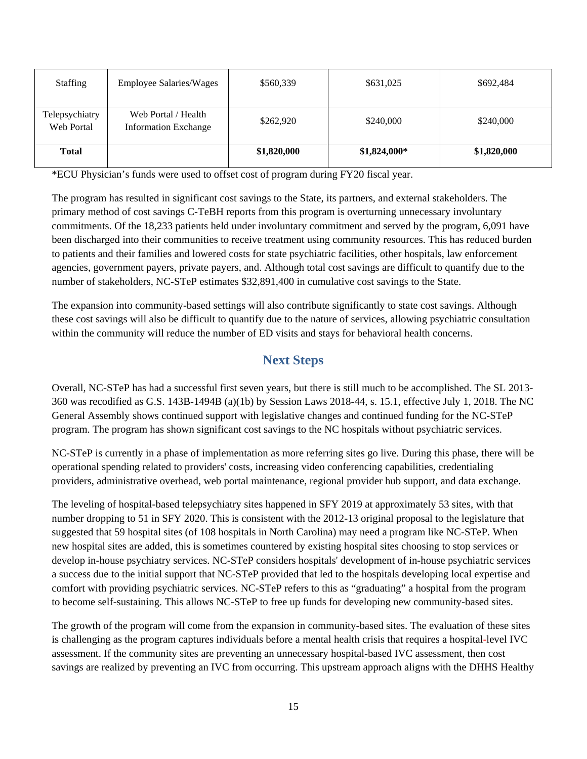| Staffing | Employee Salaries/Wages | $560,339 | $631,025 | $692,484 |
|---|---|---|---|---|
| Telepsychiatry Web Portal | Web Portal / Health Information Exchange | $262,920 | $240,000 | $240,000 |
| **Total** | | **$1,820,000** | **$1,824,000*** | **$1,820,000** |

*ECU Physician's funds were used to offset cost of program during FY20 fiscal year.

The program has resulted in significant cost savings to the State, its partners, and external stakeholders. The primary method of cost savings C-TeBH reports from this program is overturning unnecessary involuntary commitments. Of the 18,233 patients held under involuntary commitment and served by the program, 6,091 have been discharged into their communities to receive treatment using community resources. This has reduced burden to patients and their families and lowered costs for state psychiatric facilities, other hospitals, law enforcement agencies, government payers, private payers, and. Although total cost savings are difficult to quantify due to the number of stakeholders, NC-STeP estimates $32,891,400 in cumulative cost savings to the State.

The expansion into community-based settings will also contribute significantly to state cost savings. Although these cost savings will also be difficult to quantify due to the nature of services, allowing psychiatric consultation within the community will reduce the number of ED visits and stays for behavioral health concerns.

## Next Steps

Overall, NC-STeP has had a successful first seven years, but there is still much to be accomplished. The SL 2013-360 was recodified as G.S. 143B-1494B (a)(1b) by Session Laws 2018-44, s. 15.1, effective July 1, 2018. The NC General Assembly shows continued support with legislative changes and continued funding for the NC-STeP program. The program has shown significant cost savings to the NC hospitals without psychiatric services.

NC-STeP is currently in a phase of implementation as more referring sites go live. During this phase, there will be operational spending related to providers' costs, increasing video conferencing capabilities, credentialing providers, administrative overhead, web portal maintenance, regional provider hub support, and data exchange.

The leveling of hospital-based telepsychiatry sites happened in SFY 2019 at approximately 53 sites, with that number dropping to 51 in SFY 2020. This is consistent with the 2012-13 original proposal to the legislature that suggested that 59 hospital sites (of 108 hospitals in North Carolina) may need a program like NC-STeP. When new hospital sites are added, this is sometimes countered by existing hospital sites choosing to stop services or develop in-house psychiatry services. NC-STeP considers hospitals' development of in-house psychiatric services a success due to the initial support that NC-STeP provided that led to the hospitals developing local expertise and comfort with providing psychiatric services. NC-STeP refers to this as "graduating" a hospital from the program to become self-sustaining. This allows NC-STeP to free up funds for developing new community-based sites.

The growth of the program will come from the expansion in community-based sites. The evaluation of these sites is challenging as the program captures individuals before a mental health crisis that requires a hospital-level IVC assessment. If the community sites are preventing an unnecessary hospital-based IVC assessment, then cost savings are realized by preventing an IVC from occurring. This upstream approach aligns with the DHHS Healthy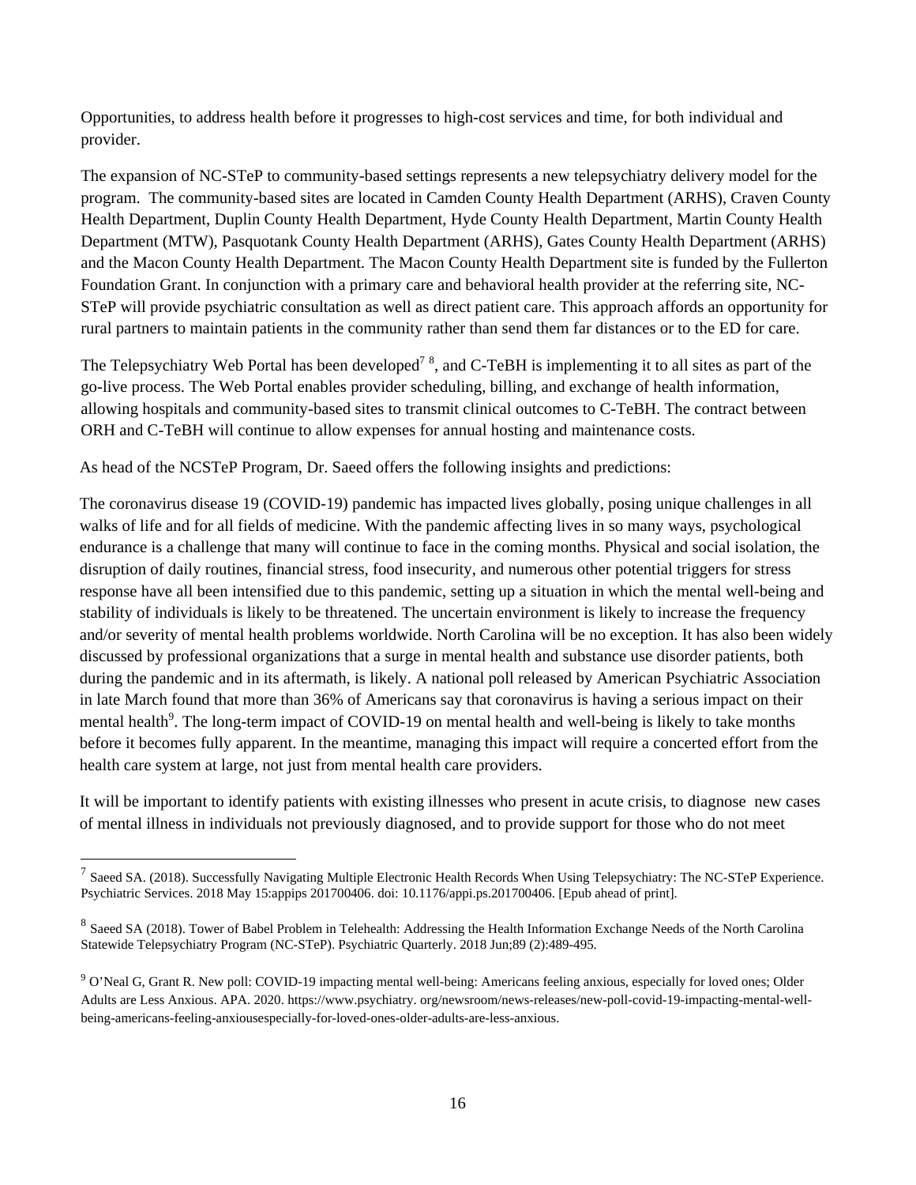Opportunities, to address health before it progresses to high-cost services and time, for both individual and provider.

The expansion of NC-STeP to community-based settings represents a new telepsychiatry delivery model for the program. The community-based sites are located in Camden County Health Department (ARHS), Craven County Health Department, Duplin County Health Department, Hyde County Health Department, Martin County Health Department (MTW), Pasquotank County Health Department (ARHS), Gates County Health Department (ARHS) and the Macon County Health Department. The Macon County Health Department site is funded by the Fullerton Foundation Grant. In conjunction with a primary care and behavioral health provider at the referring site, NC-STeP will provide psychiatric consultation as well as direct patient care. This approach affords an opportunity for rural partners to maintain patients in the community rather than send them far distances or to the ED for care.

The Telepsychiatry Web Portal has been developed[7] [8], and C-TeBH is implementing it to all sites as part of the go-live process. The Web Portal enables provider scheduling, billing, and exchange of health information, allowing hospitals and community-based sites to transmit clinical outcomes to C-TeBH. The contract between ORH and C-TeBH will continue to allow expenses for annual hosting and maintenance costs.

As head of the NCSTeP Program, Dr. Saeed offers the following insights and predictions:

The coronavirus disease 19 (COVID-19) pandemic has impacted lives globally, posing unique challenges in all walks of life and for all fields of medicine. With the pandemic affecting lives in so many ways, psychological endurance is a challenge that many will continue to face in the coming months. Physical and social isolation, the disruption of daily routines, financial stress, food insecurity, and numerous other potential triggers for stress response have all been intensified due to this pandemic, setting up a situation in which the mental well-being and stability of individuals is likely to be threatened. The uncertain environment is likely to increase the frequency and/or severity of mental health problems worldwide. North Carolina will be no exception. It has also been widely discussed by professional organizations that a surge in mental health and substance use disorder patients, both during the pandemic and in its aftermath, is likely. A national poll released by American Psychiatric Association in late March found that more than 36% of Americans say that coronavirus is having a serious impact on their mental health[9]. The long-term impact of COVID-19 on mental health and well-being is likely to take months before it becomes fully apparent. In the meantime, managing this impact will require a concerted effort from the health care system at large, not just from mental health care providers.

It will be important to identify patients with existing illnesses who present in acute crisis, to diagnose new cases of mental illness in individuals not previously diagnosed, and to provide support for those who do not meet

---

[7] Saeed SA. (2018). Successfully Navigating Multiple Electronic Health Records When Using Telepsychiatry: The NC-STeP Experience. Psychiatric Services. 2018 May 15:appips 201700406. doi: 10.1176/appi.ps.201700406. [Epub ahead of print].

[8] Saeed SA (2018). Tower of Babel Problem in Telehealth: Addressing the Health Information Exchange Needs of the North Carolina Statewide Telepsychiatry Program (NC-STeP). Psychiatric Quarterly. 2018 Jun;89 (2):489-495.

[9] O'Neal G, Grant R. New poll: COVID-19 impacting mental well-being: Americans feeling anxious, especially for loved ones; Older Adults are Less Anxious. APA. 2020. https://www.psychiatry. org/newsroom/news-releases/new-poll-covid-19-impacting-mental-well-being-americans-feeling-anxiousespecially-for-loved-ones-older-adults-are-less-anxious.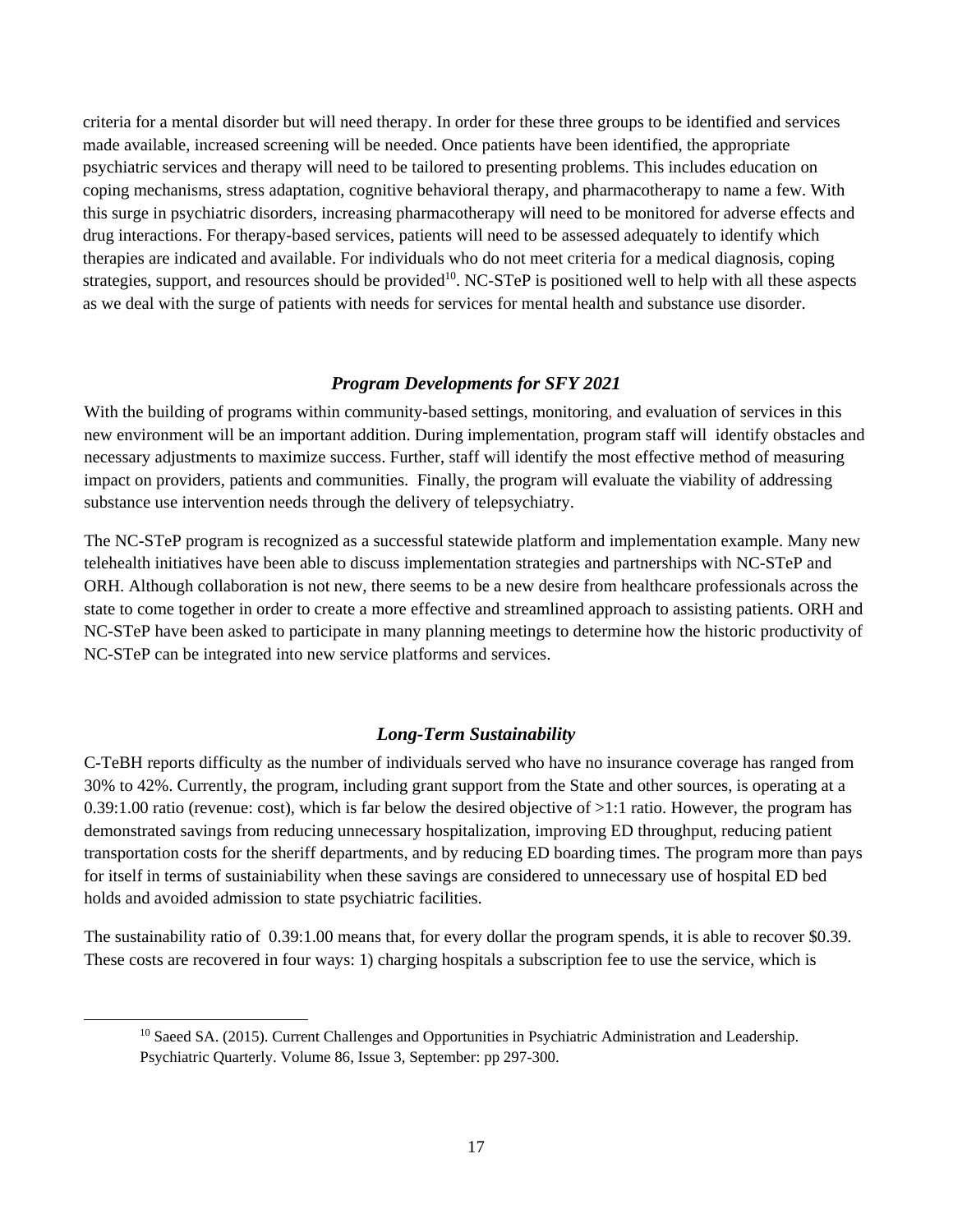criteria for a mental disorder but will need therapy. In order for these three groups to be identified and services made available, increased screening will be needed. Once patients have been identified, the appropriate psychiatric services and therapy will need to be tailored to presenting problems. This includes education on coping mechanisms, stress adaptation, cognitive behavioral therapy, and pharmacotherapy to name a few. With this surge in psychiatric disorders, increasing pharmacotherapy will need to be monitored for adverse effects and drug interactions. For therapy-based services, patients will need to be assessed adequately to identify which therapies are indicated and available. For individuals who do not meet criteria for a medical diagnosis, coping strategies, support, and resources should be provided[10]. NC-STeP is positioned well to help with all these aspects as we deal with the surge of patients with needs for services for mental health and substance use disorder.

### *Program Developments for SFY 2021*

With the building of programs within community-based settings, monitoring, and evaluation of services in this new environment will be an important addition. During implementation, program staff will identify obstacles and necessary adjustments to maximize success. Further, staff will identify the most effective method of measuring impact on providers, patients and communities. Finally, the program will evaluate the viability of addressing substance use intervention needs through the delivery of telepsychiatry.

The NC-STeP program is recognized as a successful statewide platform and implementation example. Many new telehealth initiatives have been able to discuss implementation strategies and partnerships with NC-STeP and ORH. Although collaboration is not new, there seems to be a new desire from healthcare professionals across the state to come together in order to create a more effective and streamlined approach to assisting patients. ORH and NC-STeP have been asked to participate in many planning meetings to determine how the historic productivity of NC-STeP can be integrated into new service platforms and services.

### *Long-Term Sustainability*

C-TeBH reports difficulty as the number of individuals served who have no insurance coverage has ranged from 30% to 42%. Currently, the program, including grant support from the State and other sources, is operating at a 0.39:1.00 ratio (revenue: cost), which is far below the desired objective of >1:1 ratio. However, the program has demonstrated savings from reducing unnecessary hospitalization, improving ED throughput, reducing patient transportation costs for the sheriff departments, and by reducing ED boarding times. The program more than pays for itself in terms of sustainiability when these savings are considered to unnecessary use of hospital ED bed holds and avoided admission to state psychiatric facilities.

The sustainability ratio of 0.39:1.00 means that, for every dollar the program spends, it is able to recover $0.39. These costs are recovered in four ways: 1) charging hospitals a subscription fee to use the service, which is

[10] Saeed SA. (2015). Current Challenges and Opportunities in Psychiatric Administration and Leadership. Psychiatric Quarterly. Volume 86, Issue 3, September: pp 297-300.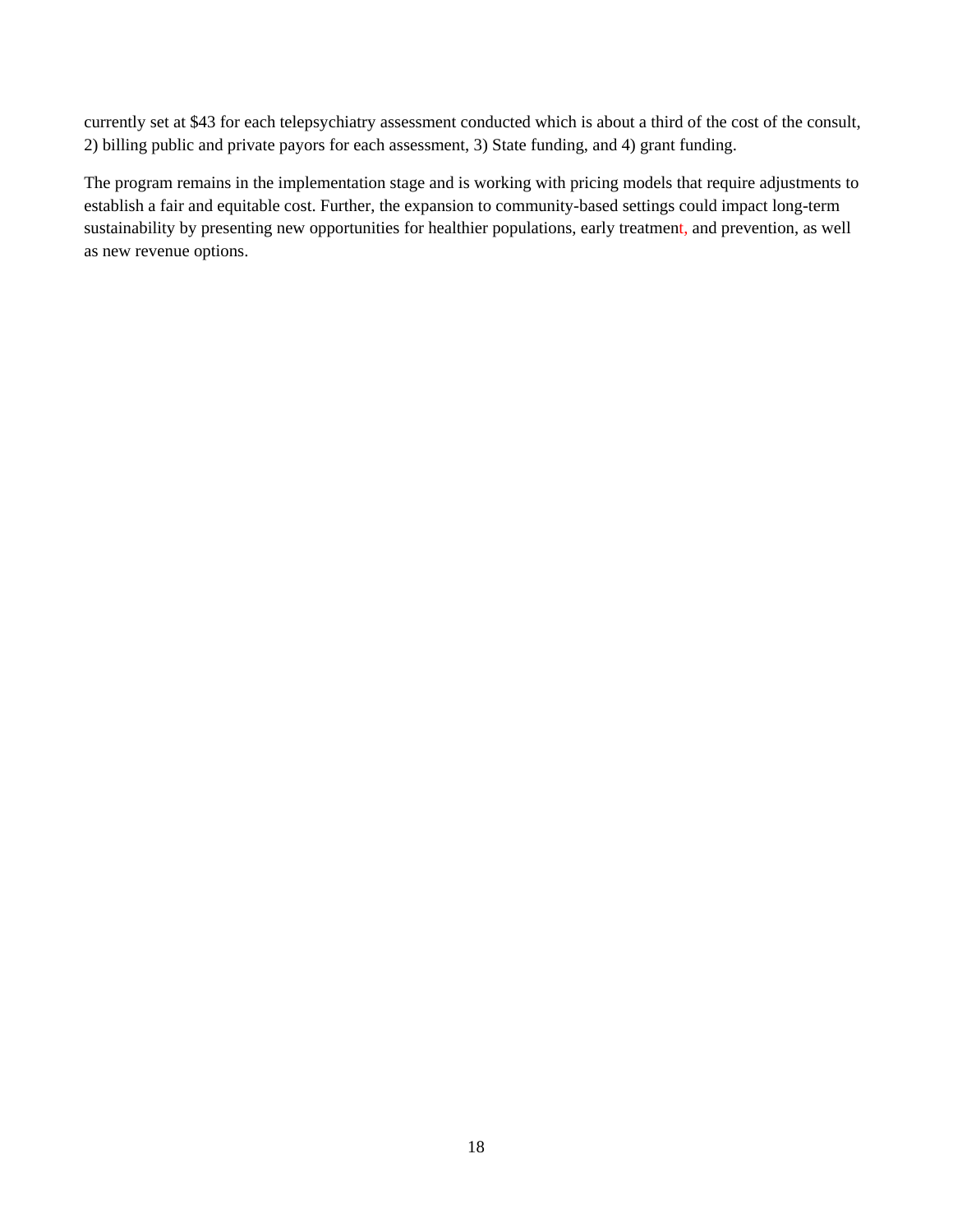currently set at $43 for each telepsychiatry assessment conducted which is about a third of the cost of the consult, 2) billing public and private payors for each assessment, 3) State funding, and 4) grant funding.

The program remains in the implementation stage and is working with pricing models that require adjustments to establish a fair and equitable cost. Further, the expansion to community-based settings could impact long-term sustainability by presenting new opportunities for healthier populations, early treatment, and prevention, as well as new revenue options.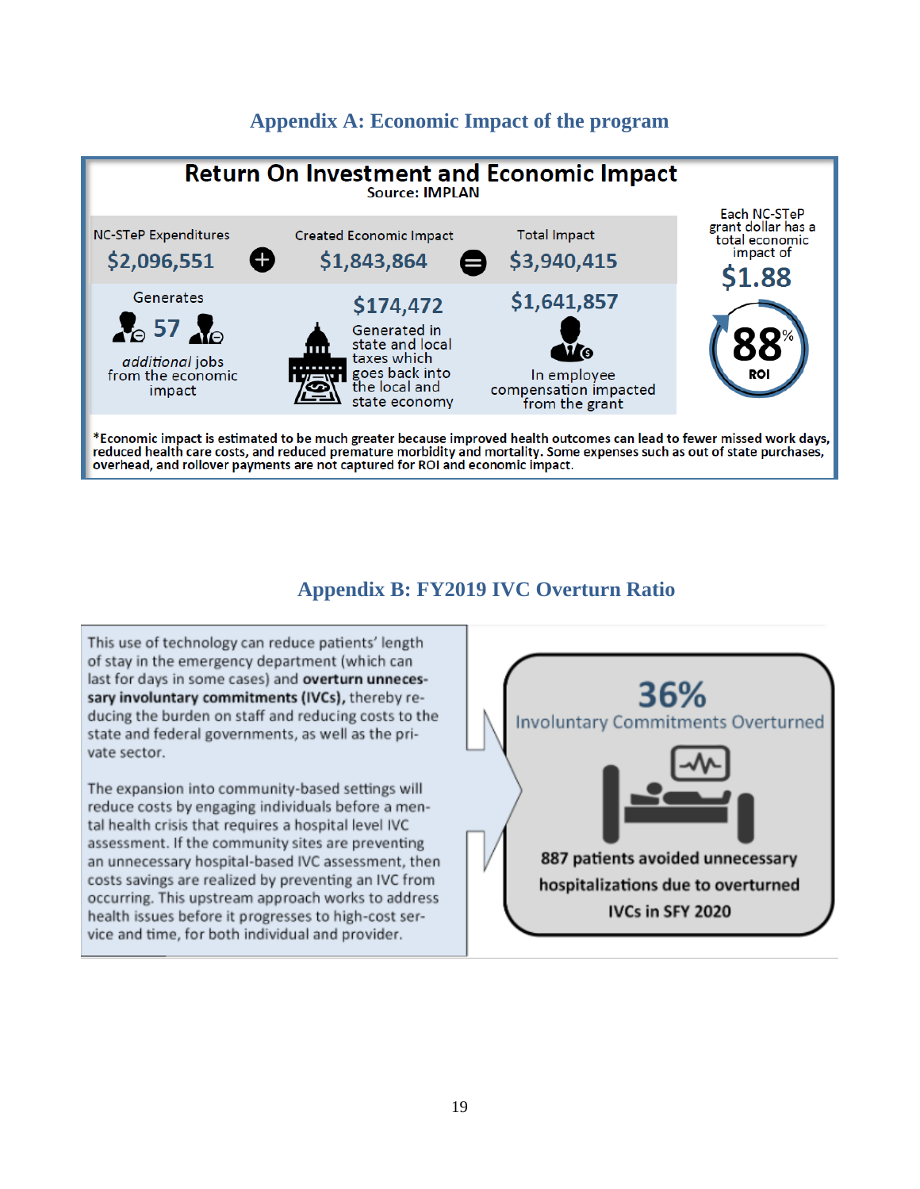## Appendix A: Economic Impact of the program

### Return On Investment and Economic Impact

Source: IMPLAN

| NC-STeP Expenditures | | Created Economic Impact | | Total Impact |
|---|---|---|---|---|
| $2,096,551 | + | $1,843,864 | = | $3,940,415 |

Generates 57 *additional* jobs from the economic impact

$174,472 Generated in state and local taxes which goes back into the local and state economy

$1,641,857 In employee compensation impacted from the grant

Each NC-STeP grant dollar has a total economic impact of **$1.88**

**88%** ROI

*Economic impact is estimated to be much greater because improved health outcomes can lead to fewer missed work days, reduced health care costs, and reduced premature morbidity and mortality. Some expenses such as out of state purchases, overhead, and rollover payments are not captured for ROI and economic impact.

## Appendix B: FY2019 IVC Overturn Ratio

This use of technology can reduce patients' length of stay in the emergency department (which can last for days in some cases) and **overturn unnecessary involuntary commitments (IVCs),** thereby reducing the burden on staff and reducing costs to the state and federal governments, as well as the private sector.

The expansion into community-based settings will reduce costs by engaging individuals before a mental health crisis that requires a hospital level IVC assessment. If the community sites are preventing an unnecessary hospital-based IVC assessment, then costs savings are realized by preventing an IVC from occurring. This upstream approach works to address health issues before it progresses to high-cost service and time, for both individual and provider.

**36%**

Involuntary Commitments Overturned

**887 patients avoided unnecessary hospitalizations due to overturned IVCs in SFY 2020**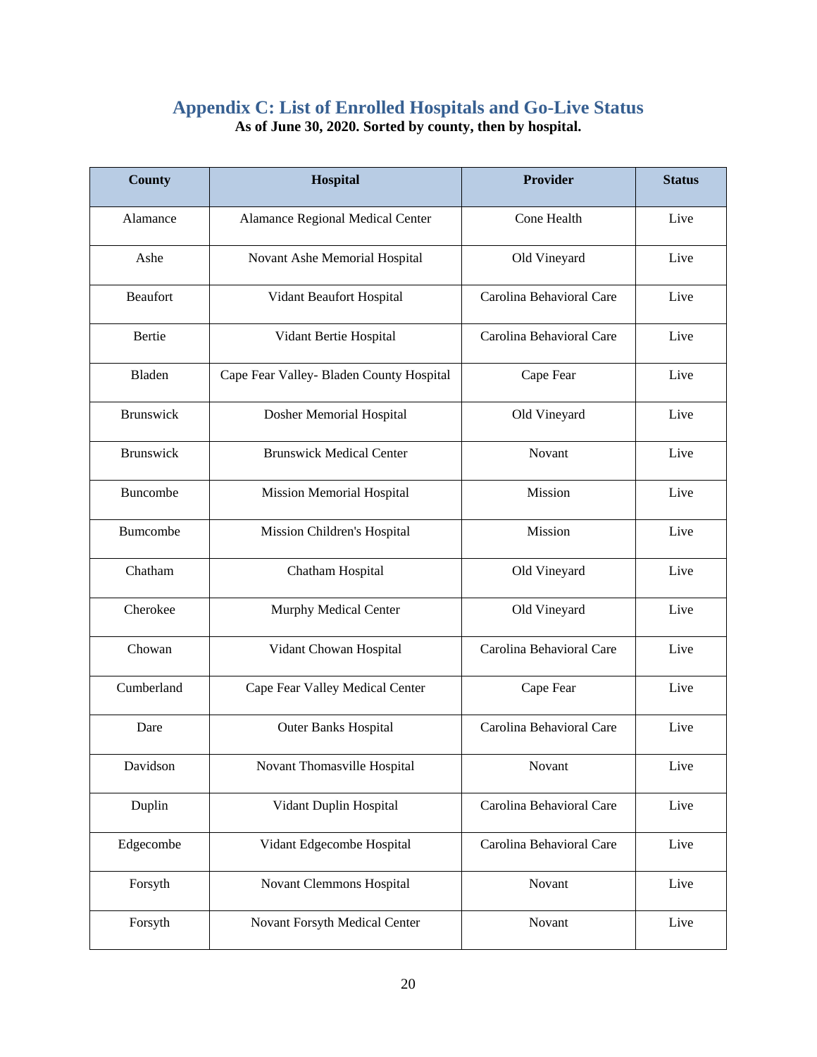## Appendix C: List of Enrolled Hospitals and Go-Live Status

**As of June 30, 2020. Sorted by county, then by hospital.**

| County | Hospital | Provider | Status |
|---|---|---|---|
| Alamance | Alamance Regional Medical Center | Cone Health | Live |
| Ashe | Novant Ashe Memorial Hospital | Old Vineyard | Live |
| Beaufort | Vidant Beaufort Hospital | Carolina Behavioral Care | Live |
| Bertie | Vidant Bertie Hospital | Carolina Behavioral Care | Live |
| Bladen | Cape Fear Valley- Bladen County Hospital | Cape Fear | Live |
| Brunswick | Dosher Memorial Hospital | Old Vineyard | Live |
| Brunswick | Brunswick Medical Center | Novant | Live |
| Buncombe | Mission Memorial Hospital | Mission | Live |
| Bumcombe | Mission Children's Hospital | Mission | Live |
| Chatham | Chatham Hospital | Old Vineyard | Live |
| Cherokee | Murphy Medical Center | Old Vineyard | Live |
| Chowan | Vidant Chowan Hospital | Carolina Behavioral Care | Live |
| Cumberland | Cape Fear Valley Medical Center | Cape Fear | Live |
| Dare | Outer Banks Hospital | Carolina Behavioral Care | Live |
| Davidson | Novant Thomasville Hospital | Novant | Live |
| Duplin | Vidant Duplin Hospital | Carolina Behavioral Care | Live |
| Edgecombe | Vidant Edgecombe Hospital | Carolina Behavioral Care | Live |
| Forsyth | Novant Clemmons Hospital | Novant | Live |
| Forsyth | Novant Forsyth Medical Center | Novant | Live |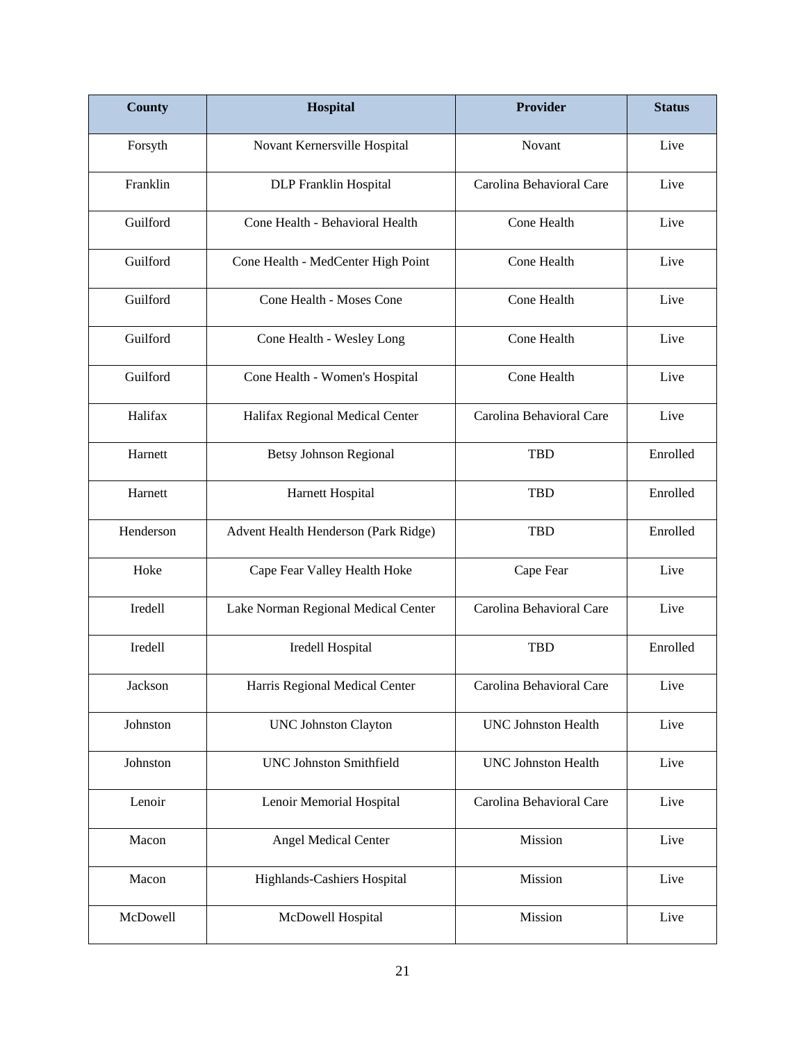| County | Hospital | Provider | Status |
|---|---|---|---|
| Forsyth | Novant Kernersville Hospital | Novant | Live |
| Franklin | DLP Franklin Hospital | Carolina Behavioral Care | Live |
| Guilford | Cone Health - Behavioral Health | Cone Health | Live |
| Guilford | Cone Health - MedCenter High Point | Cone Health | Live |
| Guilford | Cone Health - Moses Cone | Cone Health | Live |
| Guilford | Cone Health - Wesley Long | Cone Health | Live |
| Guilford | Cone Health - Women's Hospital | Cone Health | Live |
| Halifax | Halifax Regional Medical Center | Carolina Behavioral Care | Live |
| Harnett | Betsy Johnson Regional | TBD | Enrolled |
| Harnett | Harnett Hospital | TBD | Enrolled |
| Henderson | Advent Health Henderson (Park Ridge) | TBD | Enrolled |
| Hoke | Cape Fear Valley Health Hoke | Cape Fear | Live |
| Iredell | Lake Norman Regional Medical Center | Carolina Behavioral Care | Live |
| Iredell | Iredell Hospital | TBD | Enrolled |
| Jackson | Harris Regional Medical Center | Carolina Behavioral Care | Live |
| Johnston | UNC Johnston Clayton | UNC Johnston Health | Live |
| Johnston | UNC Johnston Smithfield | UNC Johnston Health | Live |
| Lenoir | Lenoir Memorial Hospital | Carolina Behavioral Care | Live |
| Macon | Angel Medical Center | Mission | Live |
| Macon | Highlands-Cashiers Hospital | Mission | Live |
| McDowell | McDowell Hospital | Mission | Live |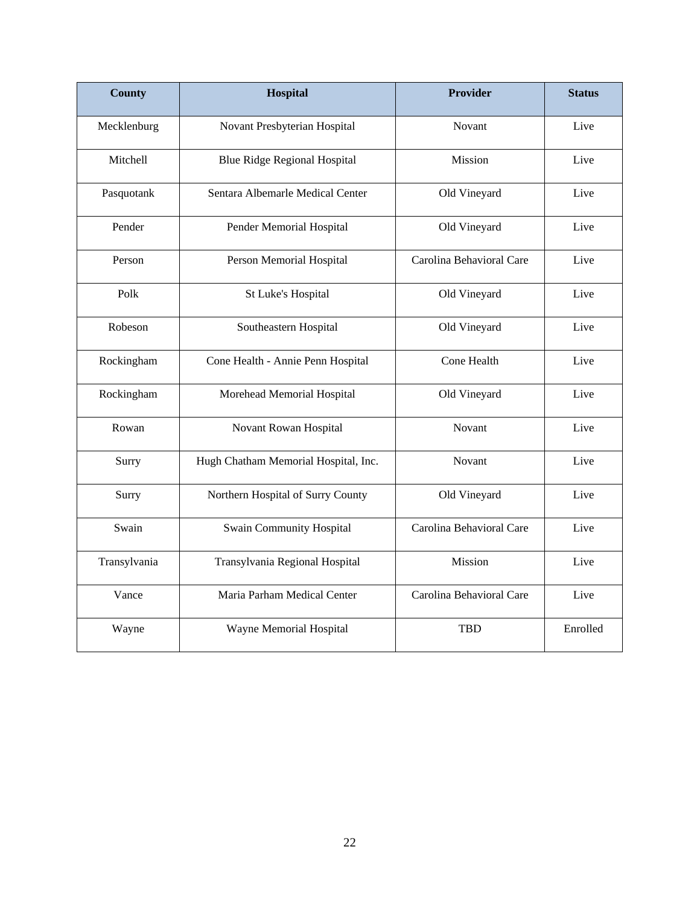| County | Hospital | Provider | Status |
|---|---|---|---|
| Mecklenburg | Novant Presbyterian Hospital | Novant | Live |
| Mitchell | Blue Ridge Regional Hospital | Mission | Live |
| Pasquotank | Sentara Albemarle Medical Center | Old Vineyard | Live |
| Pender | Pender Memorial Hospital | Old Vineyard | Live |
| Person | Person Memorial Hospital | Carolina Behavioral Care | Live |
| Polk | St Luke's Hospital | Old Vineyard | Live |
| Robeson | Southeastern Hospital | Old Vineyard | Live |
| Rockingham | Cone Health - Annie Penn Hospital | Cone Health | Live |
| Rockingham | Morehead Memorial Hospital | Old Vineyard | Live |
| Rowan | Novant Rowan Hospital | Novant | Live |
| Surry | Hugh Chatham Memorial Hospital, Inc. | Novant | Live |
| Surry | Northern Hospital of Surry County | Old Vineyard | Live |
| Swain | Swain Community Hospital | Carolina Behavioral Care | Live |
| Transylvania | Transylvania Regional Hospital | Mission | Live |
| Vance | Maria Parham Medical Center | Carolina Behavioral Care | Live |
| Wayne | Wayne Memorial Hospital | TBD | Enrolled |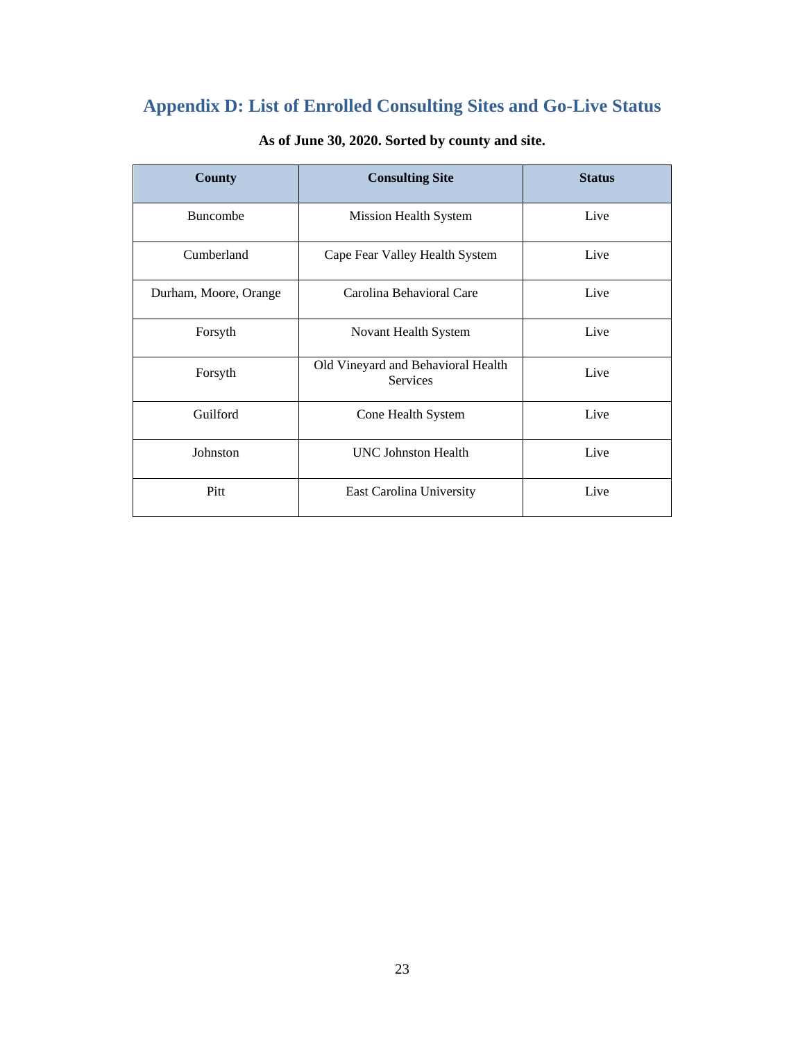## Appendix D: List of Enrolled Consulting Sites and Go-Live Status

**As of June 30, 2020. Sorted by county and site.**

| County | Consulting Site | Status |
|---|---|---|
| Buncombe | Mission Health System | Live |
| Cumberland | Cape Fear Valley Health System | Live |
| Durham, Moore, Orange | Carolina Behavioral Care | Live |
| Forsyth | Novant Health System | Live |
| Forsyth | Old Vineyard and Behavioral Health Services | Live |
| Guilford | Cone Health System | Live |
| Johnston | UNC Johnston Health | Live |
| Pitt | East Carolina University | Live |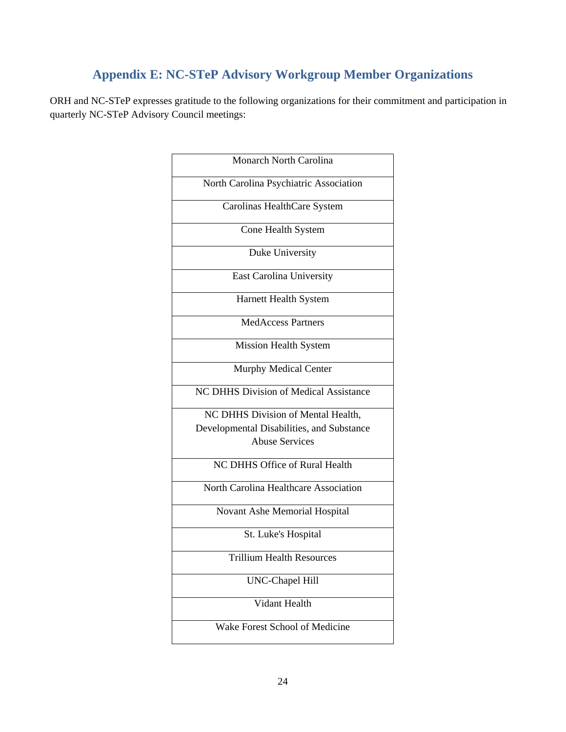## Appendix E: NC-STeP Advisory Workgroup Member Organizations

ORH and NC-STeP expresses gratitude to the following organizations for their commitment and participation in quarterly NC-STeP Advisory Council meetings:

| Monarch North Carolina |
|---|
| North Carolina Psychiatric Association |
| Carolinas HealthCare System |
| Cone Health System |
| Duke University |
| East Carolina University |
| Harnett Health System |
| MedAccess Partners |
| Mission Health System |
| Murphy Medical Center |
| NC DHHS Division of Medical Assistance |
| NC DHHS Division of Mental Health, Developmental Disabilities, and Substance Abuse Services |
| NC DHHS Office of Rural Health |
| North Carolina Healthcare Association |
| Novant Ashe Memorial Hospital |
| St. Luke's Hospital |
| Trillium Health Resources |
| UNC-Chapel Hill |
| Vidant Health |
| Wake Forest School of Medicine |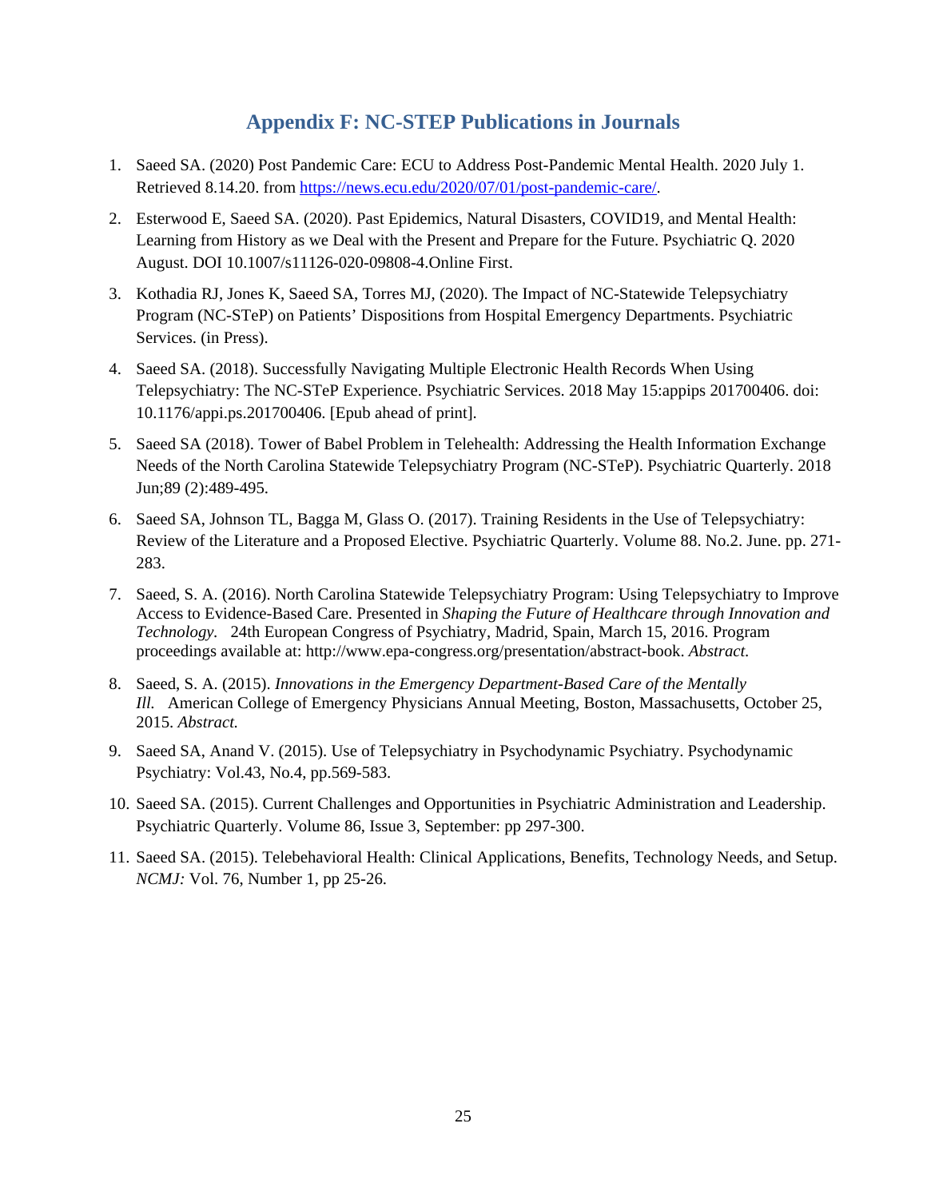# Appendix F: NC-STEP Publications in Journals

1. Saeed SA. (2020) Post Pandemic Care: ECU to Address Post-Pandemic Mental Health. 2020 July 1. Retrieved 8.14.20. from [https://news.ecu.edu/2020/07/01/post-pandemic-care/](https://news.ecu.edu/2020/07/01/post-pandemic-care/).

2. Esterwood E, Saeed SA. (2020). Past Epidemics, Natural Disasters, COVID19, and Mental Health: Learning from History as we Deal with the Present and Prepare for the Future. Psychiatric Q. 2020 August. DOI 10.1007/s11126-020-09808-4.Online First.

3. Kothadia RJ, Jones K, Saeed SA, Torres MJ, (2020). The Impact of NC-Statewide Telepsychiatry Program (NC-STeP) on Patients' Dispositions from Hospital Emergency Departments. Psychiatric Services. (in Press).

4. Saeed SA. (2018). Successfully Navigating Multiple Electronic Health Records When Using Telepsychiatry: The NC-STeP Experience. Psychiatric Services. 2018 May 15:appips 201700406. doi: 10.1176/appi.ps.201700406. [Epub ahead of print].

5. Saeed SA (2018). Tower of Babel Problem in Telehealth: Addressing the Health Information Exchange Needs of the North Carolina Statewide Telepsychiatry Program (NC-STeP). Psychiatric Quarterly. 2018 Jun;89 (2):489-495.

6. Saeed SA, Johnson TL, Bagga M, Glass O. (2017). Training Residents in the Use of Telepsychiatry: Review of the Literature and a Proposed Elective. Psychiatric Quarterly. Volume 88. No.2. June. pp. 271-283.

7. Saeed, S. A. (2016). North Carolina Statewide Telepsychiatry Program: Using Telepsychiatry to Improve Access to Evidence-Based Care. Presented in *Shaping the Future of Healthcare through Innovation and Technology.* 24th European Congress of Psychiatry, Madrid, Spain, March 15, 2016. Program proceedings available at: http://www.epa-congress.org/presentation/abstract-book. *Abstract.*

8. Saeed, S. A. (2015). *Innovations in the Emergency Department-Based Care of the Mentally Ill.* American College of Emergency Physicians Annual Meeting, Boston, Massachusetts, October 25, 2015. *Abstract.*

9. Saeed SA, Anand V. (2015). Use of Telepsychiatry in Psychodynamic Psychiatry. Psychodynamic Psychiatry: Vol.43, No.4, pp.569-583.

10. Saeed SA. (2015). Current Challenges and Opportunities in Psychiatric Administration and Leadership. Psychiatric Quarterly. Volume 86, Issue 3, September: pp 297-300.

11. Saeed SA. (2015). Telebehavioral Health: Clinical Applications, Benefits, Technology Needs, and Setup. *NCMJ:* Vol. 76, Number 1, pp 25-26.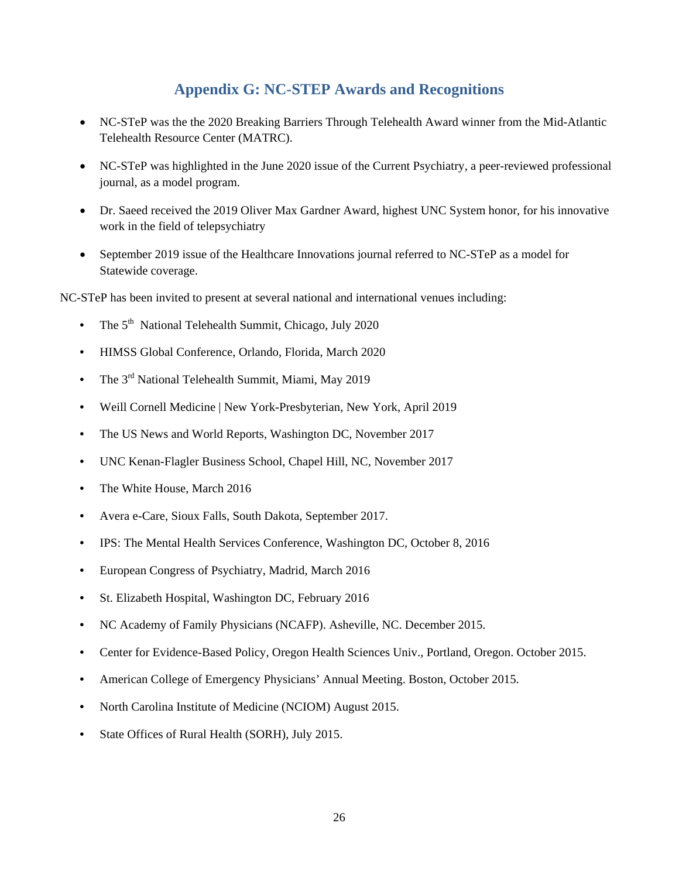## Appendix G: NC-STEP Awards and Recognitions

- NC-STeP was the the 2020 Breaking Barriers Through Telehealth Award winner from the Mid-Atlantic Telehealth Resource Center (MATRC).
- NC-STeP was highlighted in the June 2020 issue of the Current Psychiatry, a peer-reviewed professional journal, as a model program.
- Dr. Saeed received the 2019 Oliver Max Gardner Award, highest UNC System honor, for his innovative work in the field of telepsychiatry
- September 2019 issue of the Healthcare Innovations journal referred to NC-STeP as a model for Statewide coverage.

NC-STeP has been invited to present at several national and international venues including:

- The 5th National Telehealth Summit, Chicago, July 2020
- HIMSS Global Conference, Orlando, Florida, March 2020
- The 3rd National Telehealth Summit, Miami, May 2019
- Weill Cornell Medicine | New York-Presbyterian, New York, April 2019
- The US News and World Reports, Washington DC, November 2017
- UNC Kenan-Flagler Business School, Chapel Hill, NC, November 2017
- The White House, March 2016
- Avera e-Care, Sioux Falls, South Dakota, September 2017.
- IPS: The Mental Health Services Conference, Washington DC, October 8, 2016
- European Congress of Psychiatry, Madrid, March 2016
- St. Elizabeth Hospital, Washington DC, February 2016
- NC Academy of Family Physicians (NCAFP). Asheville, NC. December 2015.
- Center for Evidence-Based Policy, Oregon Health Sciences Univ., Portland, Oregon. October 2015.
- American College of Emergency Physicians' Annual Meeting. Boston, October 2015.
- North Carolina Institute of Medicine (NCIOM) August 2015.
- State Offices of Rural Health (SORH), July 2015.